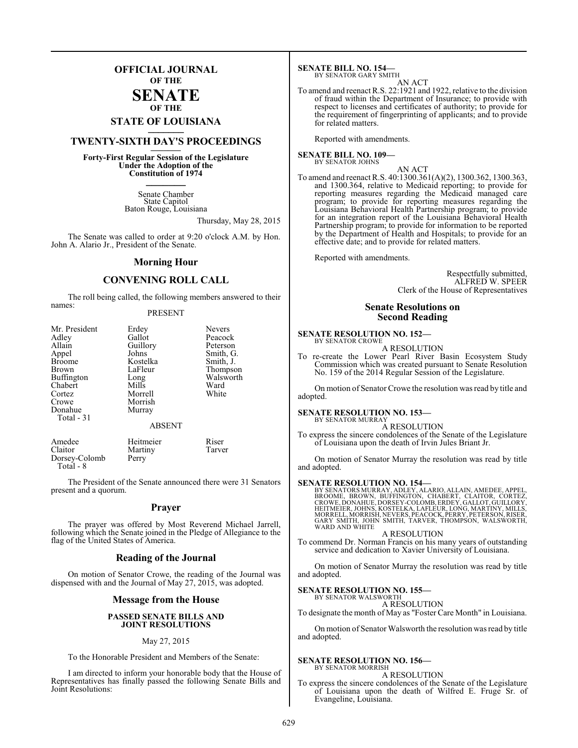# OFFICIAL JOURNAL OF THE SENATE OF THE STATE OF LOUISIANA

## TWENTY-SIXTH DAY'S PROCEEDINGS

**Forty-First Regular Session of the Legislature Under the Adoption of the Constitution of 1974**

Senate Chamber
State Capitol
Baton Rouge, Louisiana

Thursday, May 28, 2015

The Senate was called to order at 9:20 o'clock A.M. by Hon. John A. Alario Jr., President of the Senate.

## Morning Hour

## CONVENING ROLL CALL

The roll being called, the following members answered to their names:

PRESENT

| | | |
|---|---|---|
| Mr. President | Erdey | Nevers |
| Adley | Gallot | Peacock |
| Allain | Guillory | Peterson |
| Appel | Johns | Smith, G. |
| Broome | Kostelka | Smith, J. |
| Brown | LaFleur | Thompson |
| Buffington | Long | Walsworth |
| Chabert | Mills | Ward |
| Cortez | Morrell | White |
| Crowe | Morrish | |
| Donahue | Murray | |
| Total - 31 | | |

ABSENT

| | | |
|---|---|---|
| Amedee | Heitmeier | Riser |
| Claitor | Martiny | Tarver |
| Dorsey-Colomb | Perry | |
| Total - 8 | | |

The President of the Senate announced there were 31 Senators present and a quorum.

## Prayer

The prayer was offered by Most Reverend Michael Jarrell, following which the Senate joined in the Pledge of Allegiance to the flag of the United States of America.

## Reading of the Journal

On motion of Senator Crowe, the reading of the Journal was dispensed with and the Journal of May 27, 2015, was adopted.

## Message from the House

### PASSED SENATE BILLS AND JOINT RESOLUTIONS

May 27, 2015

To the Honorable President and Members of the Senate:

I am directed to inform your honorable body that the House of Representatives has finally passed the following Senate Bills and Joint Resolutions:

**SENATE BILL NO. 154—**
BY SENATOR GARY SMITH

AN ACT

To amend and reenact R.S. 22:1921 and 1922, relative to the division of fraud within the Department of Insurance; to provide with respect to licenses and certificates of authority; to provide for the requirement of fingerprinting of applicants; and to provide for related matters.

Reported with amendments.

**SENATE BILL NO. 109—**
BY SENATOR JOHNS

AN ACT

To amend and reenact R.S. 40:1300.361(A)(2), 1300.362, 1300.363, and 1300.364, relative to Medicaid reporting; to provide for reporting measures regarding the Medicaid managed care program; to provide for reporting measures regarding the Louisiana Behavioral Health Partnership program; to provide for an integration report of the Louisiana Behavioral Health Partnership program; to provide for information to be reported by the Department of Health and Hospitals; to provide for an effective date; and to provide for related matters.

Reported with amendments.

Respectfully submitted,
ALFRED W. SPEER
Clerk of the House of Representatives

## Senate Resolutions on Second Reading

**SENATE RESOLUTION NO. 152—**
BY SENATOR CROWE

A RESOLUTION

To re-create the Lower Pearl River Basin Ecosystem Study Commission which was created pursuant to Senate Resolution No. 159 of the 2014 Regular Session of the Legislature.

On motion of Senator Crowe the resolution was read by title and adopted.

**SENATE RESOLUTION NO. 153—**
BY SENATOR MURRAY

A RESOLUTION

To express the sincere condolences of the Senate of the Legislature of Louisiana upon the death of Irvin Jules Briant Jr.

On motion of Senator Murray the resolution was read by title and adopted.

**SENATE RESOLUTION NO. 154—**
BY SENATORS MURRAY, ADLEY, ALARIO, ALLAIN, AMEDEE, APPEL, BROOME, BROWN, BUFFINGTON, CHABERT, CLAITOR, CORTEZ, CROWE, DONAHUE, DORSEY-COLOMB, ERDEY, GALLOT, GUILLORY, HEITMEIER, JOHNS, KOSTELKA, LAFLEUR, LONG, MARTINY, MILLS, MORRELL, MORRISH, NEVERS, PEACOCK, PERRY, PETERSON, RISER, GARY SMITH, JOHN SMITH, TARVER, THOMPSON, WALSWORTH, WARD AND WHITE

A RESOLUTION

To commend Dr. Norman Francis on his many years of outstanding service and dedication to Xavier University of Louisiana.

On motion of Senator Murray the resolution was read by title and adopted.

**SENATE RESOLUTION NO. 155—**
BY SENATOR WALSWORTH

A RESOLUTION

To designate the month of May as "Foster Care Month" in Louisiana.

On motion of Senator Walsworth the resolution was read by title and adopted.

**SENATE RESOLUTION NO. 156—**
BY SENATOR MORRISH

A RESOLUTION

To express the sincere condolences of the Senate of the Legislature of Louisiana upon the death of Wilfred E. Fruge Sr. of Evangeline, Louisiana.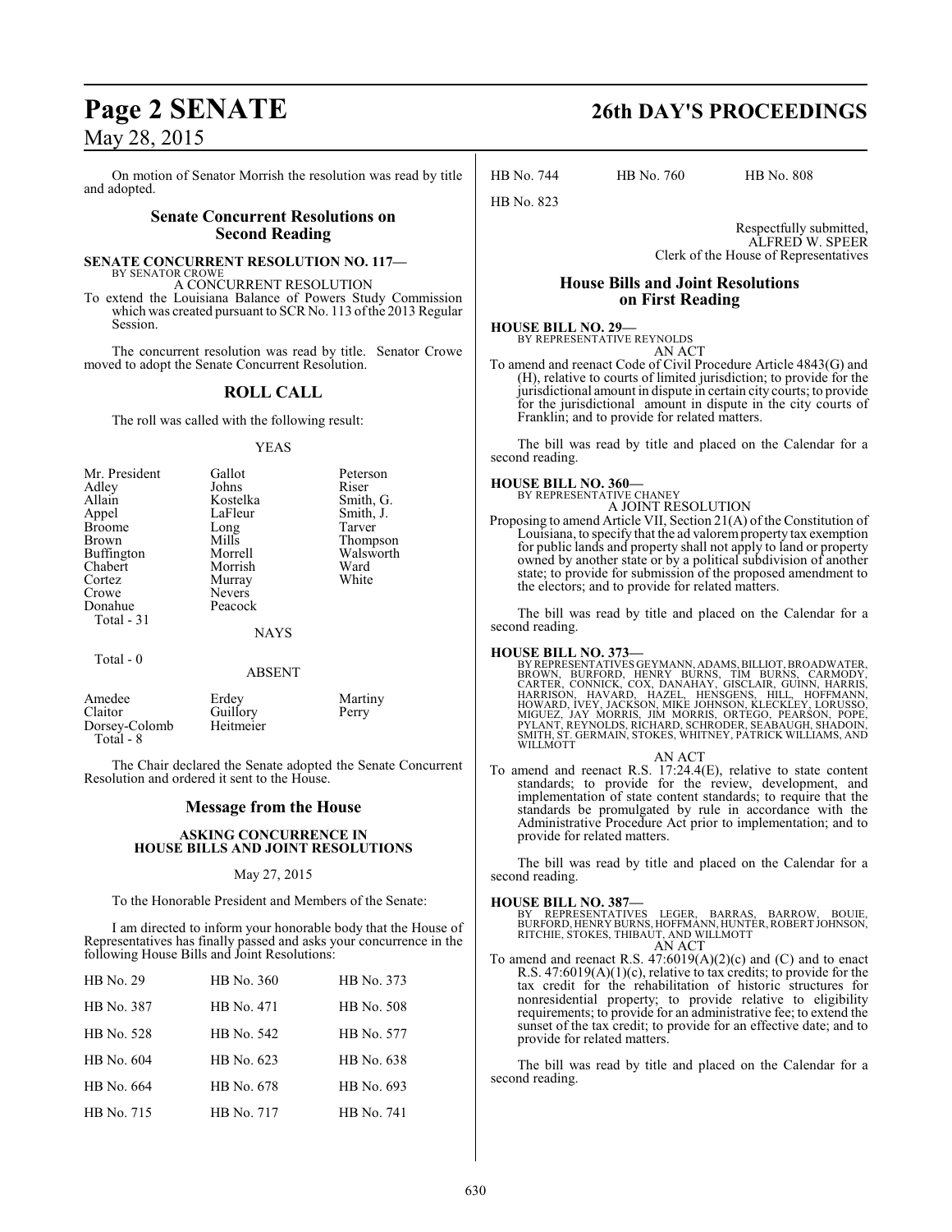On motion of Senator Morrish the resolution was read by title and adopted.

## Senate Concurrent Resolutions on Second Reading

**SENATE CONCURRENT RESOLUTION NO. 117—**
BY SENATOR CROWE
A CONCURRENT RESOLUTION

To extend the Louisiana Balance of Powers Study Commission which was created pursuant to SCR No. 113 of the 2013 Regular Session.

The concurrent resolution was read by title. Senator Crowe moved to adopt the Senate Concurrent Resolution.

## ROLL CALL

The roll was called with the following result:

YEAS

| | | |
|---|---|---|
| Mr. President | Gallot | Peterson |
| Adley | Johns | Riser |
| Allain | Kostelka | Smith, G. |
| Appel | LaFleur | Smith, J. |
| Broome | Long | Tarver |
| Brown | Mills | Thompson |
| Buffington | Morrell | Walsworth |
| Chabert | Morrish | Ward |
| Cortez | Murray | White |
| Crowe | Nevers | |
| Donahue | Peacock | |

Total - 31

NAYS

Total - 0

ABSENT

| | | |
|---|---|---|
| Amedee | Erdey | Martiny |
| Claitor | Guillory | Perry |
| Dorsey-Colomb | Heitmeier | |

Total - 8

The Chair declared the Senate adopted the Senate Concurrent Resolution and ordered it sent to the House.

## Message from the House

### ASKING CONCURRENCE IN HOUSE BILLS AND JOINT RESOLUTIONS

May 27, 2015

To the Honorable President and Members of the Senate:

I am directed to inform your honorable body that the House of Representatives has finally passed and asks your concurrence in the following House Bills and Joint Resolutions:

| | | |
|---|---|---|
| HB No. 29 | HB No. 360 | HB No. 373 |
| HB No. 387 | HB No. 471 | HB No. 508 |
| HB No. 528 | HB No. 542 | HB No. 577 |
| HB No. 604 | HB No. 623 | HB No. 638 |
| HB No. 664 | HB No. 678 | HB No. 693 |
| HB No. 715 | HB No. 717 | HB No. 741 |
| HB No. 744 | HB No. 760 | HB No. 808 |
| HB No. 823 | | |

Respectfully submitted,
ALFRED W. SPEER
Clerk of the House of Representatives

## House Bills and Joint Resolutions on First Reading

**HOUSE BILL NO. 29—**
BY REPRESENTATIVE REYNOLDS
AN ACT

To amend and reenact Code of Civil Procedure Article 4843(G) and (H), relative to courts of limited jurisdiction; to provide for the jurisdictional amount in dispute in certain city courts; to provide for the jurisdictional amount in dispute in the city courts of Franklin; and to provide for related matters.

The bill was read by title and placed on the Calendar for a second reading.

**HOUSE BILL NO. 360—**
BY REPRESENTATIVE CHANEY
A JOINT RESOLUTION

Proposing to amend Article VII, Section 21(A) of the Constitution of Louisiana, to specify that the ad valorem property tax exemption for public lands and property shall not apply to land or property owned by another state or by a political subdivision of another state; to provide for submission of the proposed amendment to the electors; and to provide for related matters.

The bill was read by title and placed on the Calendar for a second reading.

**HOUSE BILL NO. 373—**
BY REPRESENTATIVES GEYMANN, ADAMS, BILLIOT, BROADWATER, BROWN, BURFORD, HENRY BURNS, TIM BURNS, CARMODY, CARTER, CONNICK, COX, DANAHAY, GISCLAIR, GUINN, HARRIS, HARRISON, HAVARD, HAZEL, HENSGENS, HILL, HOFFMANN, HOWARD, IVEY, JACKSON, MIKE JOHNSON, KLECKLEY, LORUSSO, MIGUEZ, JAY MORRIS, JIM MORRIS, ORTEGO, PEARSON, POPE, PYLANT, REYNOLDS, RICHARD, SCHRODER, SEABAUGH, SHADOIN, SMITH, ST. GERMAIN, STOKES, WHITNEY, PATRICK WILLIAMS, AND WILLMOTT
AN ACT

To amend and reenact R.S. 17:24.4(E), relative to state content standards; to provide for the review, development, and implementation of state content standards; to require that the standards be promulgated by rule in accordance with the Administrative Procedure Act prior to implementation; and to provide for related matters.

The bill was read by title and placed on the Calendar for a second reading.

**HOUSE BILL NO. 387—**
BY REPRESENTATIVES LEGER, BARRAS, BARROW, BOUIE, BURFORD, HENRY BURNS, HOFFMANN, HUNTER, ROBERT JOHNSON, RITCHIE, STOKES, THIBAUT, AND WILLMOTT
AN ACT

To amend and reenact R.S. 47:6019(A)(2)(c) and (C) and to enact R.S. 47:6019(A)(1)(c), relative to tax credits; to provide for the tax credit for the rehabilitation of historic structures for nonresidential property; to provide relative to eligibility requirements; to provide for an administrative fee; to extend the sunset of the tax credit; to provide for an effective date; and to provide for related matters.

The bill was read by title and placed on the Calendar for a second reading.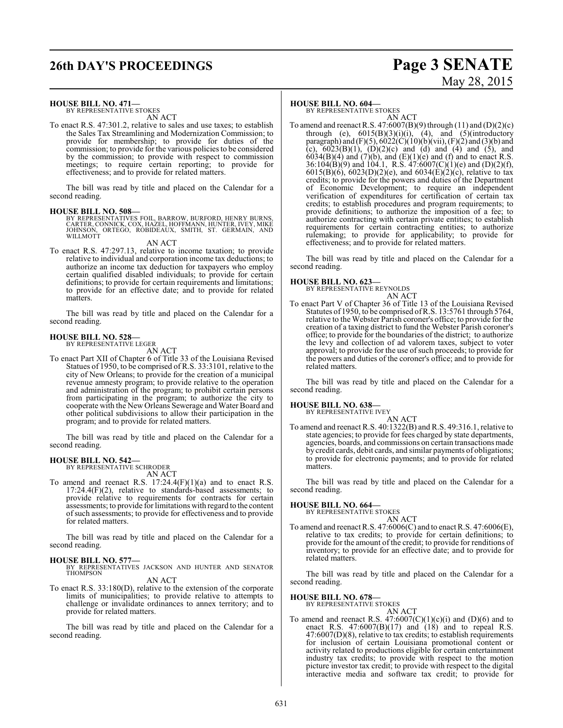**HOUSE BILL NO. 471—**
BY REPRESENTATIVE STOKES

AN ACT

To enact R.S. 47:301.2, relative to sales and use taxes; to establish the Sales Tax Streamlining and Modernization Commission; to provide for membership; to provide for duties of the commission; to provide for the various policies to be considered by the commission; to provide with respect to commission meetings; to require certain reporting; to provide for effectiveness; and to provide for related matters.

The bill was read by title and placed on the Calendar for a second reading.

**HOUSE BILL NO. 508—**
BY REPRESENTATIVES FOIL, BARROW, BURFORD, HENRY BURNS, CARTER, CONNICK, COX, HAZEL, HOFFMANN, HUNTER, IVEY, MIKE JOHNSON, ORTEGO, ROBIDEAUX, SMITH, ST. GERMAIN, AND WILLMOTT

AN ACT

To enact R.S. 47:297.13, relative to income taxation; to provide relative to individual and corporation income tax deductions; to authorize an income tax deduction for taxpayers who employ certain qualified disabled individuals; to provide for certain definitions; to provide for certain requirements and limitations; to provide for an effective date; and to provide for related matters.

The bill was read by title and placed on the Calendar for a second reading.

**HOUSE BILL NO. 528—**
BY REPRESENTATIVE LEGER

AN ACT

To enact Part XII of Chapter 6 of Title 33 of the Louisiana Revised Statues of 1950, to be comprised of R.S. 33:3101, relative to the city of New Orleans; to provide for the creation of a municipal revenue amnesty program; to provide relative to the operation and administration of the program; to prohibit certain persons from participating in the program; to authorize the city to cooperate with the New Orleans Sewerage and Water Board and other political subdivisions to allow their participation in the program; and to provide for related matters.

The bill was read by title and placed on the Calendar for a second reading.

**HOUSE BILL NO. 542—**
BY REPRESENTATIVE SCHRODER

AN ACT

To amend and reenact R.S. 17:24.4(F)(1)(a) and to enact R.S. 17:24.4(F)(2), relative to standards-based assessments; to provide relative to requirements for contracts for certain assessments; to provide for limitations with regard to the content of such assessments; to provide for effectiveness and to provide for related matters.

The bill was read by title and placed on the Calendar for a second reading.

**HOUSE BILL NO. 577—**
BY REPRESENTATIVES JACKSON AND HUNTER AND SENATOR THOMPSON

AN ACT

To enact R.S. 33:180(D), relative to the extension of the corporate limits of municipalities; to provide relative to attempts to challenge or invalidate ordinances to annex territory; and to provide for related matters.

The bill was read by title and placed on the Calendar for a second reading.

**HOUSE BILL NO. 604—**
BY REPRESENTATIVE STOKES

AN ACT

To amend and reenact R.S. 47:6007(B)(9) through (11) and (D)(2)(c) through (e), 6015(B)(3)(i)(i), (4), and (5)(introductory paragraph) and (F)(5), 6022(C)(10)(b)(vii), (F)(2) and (3)(b) and (c), 6023(B)(1), (D)(2)(c) and (d) and (4) and (5), and 6034(B)(4) and (7)(b), and (E)(1)(e) and (f) and to enact R.S. 36:104(B)(9) and 104.1, R.S. 47:6007(C)(1)(e) and (D)(2)(f), 6015(B)(6), 6023(D)(2)(e), and 6034(E)(2)(c), relative to tax credits; to provide for the powers and duties of the Department of Economic Development; to require an independent verification of expenditures for certification of certain tax credits; to establish procedures and program requirements; to provide definitions; to authorize the imposition of a fee; to authorize contracting with certain private entities; to establish requirements for certain contracting entities; to authorize rulemaking; to provide for applicability; to provide for effectiveness; and to provide for related matters.

The bill was read by title and placed on the Calendar for a second reading.

**HOUSE BILL NO. 623—**
BY REPRESENTATIVE REYNOLDS

AN ACT

To enact Part V of Chapter 36 of Title 13 of the Louisiana Revised Statutes of 1950, to be comprised of R.S. 13:5761 through 5764, relative to the Webster Parish coroner's office; to provide for the creation of a taxing district to fund the Webster Parish coroner's office; to provide for the boundaries of the district; to authorize the levy and collection of ad valorem taxes, subject to voter approval; to provide for the use of such proceeds; to provide for the powers and duties of the coroner's office; and to provide for related matters.

The bill was read by title and placed on the Calendar for a second reading.

**HOUSE BILL NO. 638—**
BY REPRESENTATIVE IVEY

AN ACT

To amend and reenact R.S. 40:1322(B) and R.S. 49:316.1, relative to state agencies; to provide for fees charged by state departments, agencies, boards, and commissions on certain transactions made by credit cards, debit cards, and similar payments of obligations; to provide for electronic payments; and to provide for related matters.

The bill was read by title and placed on the Calendar for a second reading.

**HOUSE BILL NO. 664—**
BY REPRESENTATIVE STOKES

AN ACT

To amend and reenact R.S. 47:6006(C) and to enact R.S. 47:6006(E), relative to tax credits; to provide for certain definitions; to provide for the amount of the credit; to provide for renditions of inventory; to provide for an effective date; and to provide for related matters.

The bill was read by title and placed on the Calendar for a second reading.

**HOUSE BILL NO. 678—**
BY REPRESENTATIVE STOKES

AN ACT

To amend and reenact R.S. 47:6007(C)(1)(c)(i) and (D)(6) and to enact R.S. 47:6007(B)(17) and (18) and to repeal R.S. 47:6007(D)(8), relative to tax credits; to establish requirements for inclusion of certain Louisiana promotional content or activity related to productions eligible for certain entertainment industry tax credits; to provide with respect to the motion picture investor tax credit; to provide with respect to the digital interactive media and software tax credit; to provide for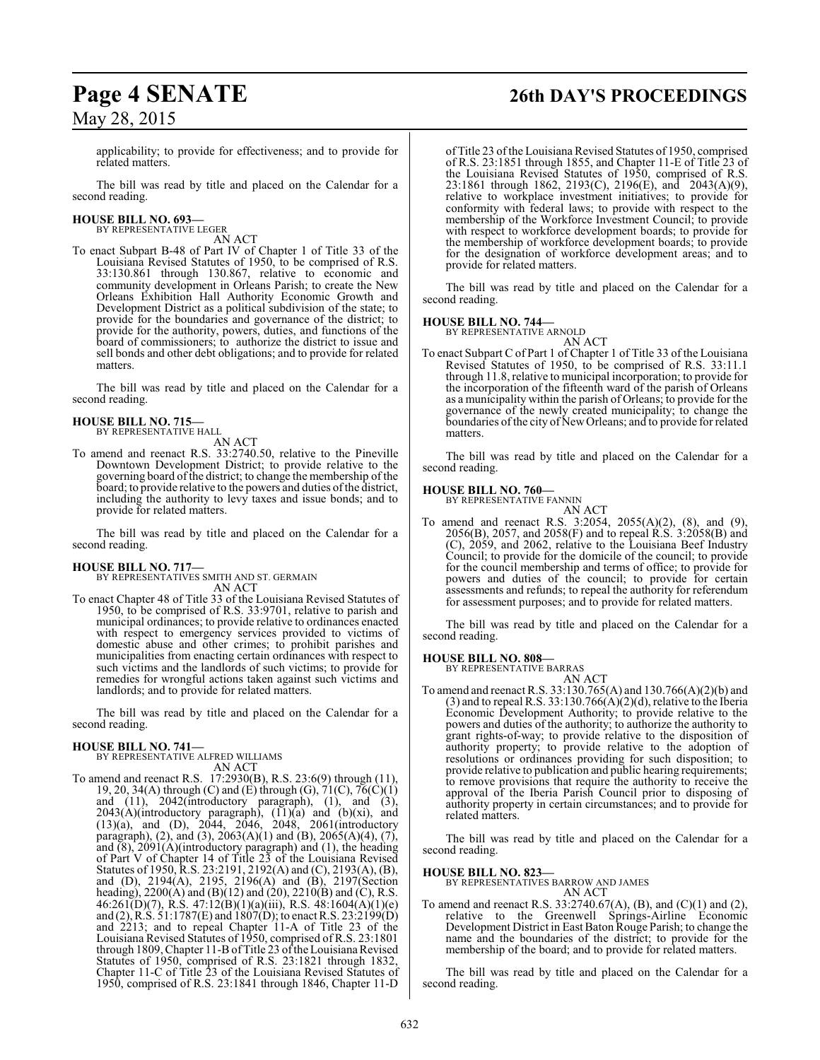applicability; to provide for effectiveness; and to provide for related matters.

The bill was read by title and placed on the Calendar for a second reading.

**HOUSE BILL NO. 693—**
BY REPRESENTATIVE LEGER
AN ACT
To enact Subpart B-48 of Part IV of Chapter 1 of Title 33 of the Louisiana Revised Statutes of 1950, to be comprised of R.S. 33:130.861 through 130.867, relative to economic and community development in Orleans Parish; to create the New Orleans Exhibition Hall Authority Economic Growth and Development District as a political subdivision of the state; to provide for the boundaries and governance of the district; to provide for the authority, powers, duties, and functions of the board of commissioners; to authorize the district to issue and sell bonds and other debt obligations; and to provide for related matters.

The bill was read by title and placed on the Calendar for a second reading.

**HOUSE BILL NO. 715—**
BY REPRESENTATIVE HALL
AN ACT
To amend and reenact R.S. 33:2740.50, relative to the Pineville Downtown Development District; to provide relative to the governing board of the district; to change the membership of the board; to provide relative to the powers and duties of the district, including the authority to levy taxes and issue bonds; and to provide for related matters.

The bill was read by title and placed on the Calendar for a second reading.

**HOUSE BILL NO. 717—**
BY REPRESENTATIVES SMITH AND ST. GERMAIN
AN ACT
To enact Chapter 48 of Title 33 of the Louisiana Revised Statutes of 1950, to be comprised of R.S. 33:9701, relative to parish and municipal ordinances; to provide relative to ordinances enacted with respect to emergency services provided to victims of domestic abuse and other crimes; to prohibit parishes and municipalities from enacting certain ordinances with respect to such victims and the landlords of such victims; to provide for remedies for wrongful actions taken against such victims and landlords; and to provide for related matters.

The bill was read by title and placed on the Calendar for a second reading.

**HOUSE BILL NO. 741—**
BY REPRESENTATIVE ALFRED WILLIAMS
AN ACT
To amend and reenact R.S. 17:2930(B), R.S. 23:6(9) through (11), 19, 20, 34(A) through (C) and (E) through (G), 71(C), 76(C)(1) and (11), 2042(introductory paragraph), (1), and (3), 2043(A)(introductory paragraph), (11)(a) and (b)(xi), and (13)(a), and (D), 2044, 2046, 2048, 2061(introductory paragraph), (2), and (3), 2063(A)(1) and (B), 2065(A)(4), (7), and (8), 2091(A)(introductory paragraph) and (1), the heading of Part V of Chapter 14 of Title 23 of the Louisiana Revised Statutes of 1950, R.S. 23:2191, 2192(A) and (C), 2193(A), (B), and (D), 2194(A), 2195, 2196(A) and (B), 2197(Section heading), 2200(A) and (B)(12) and (20), 2210(B) and (C), R.S. 46:261(D)(7), R.S. 47:12(B)(1)(a)(iii), R.S. 48:1604(A)(1)(e) and (2), R.S. 51:1787(E) and 1807(D); to enact R.S. 23:2199(D) and 2213; and to repeal Chapter 11-A of Title 23 of the Louisiana Revised Statutes of 1950, comprised of R.S. 23:1801 through 1809, Chapter 11-B of Title 23 of the Louisiana Revised Statutes of 1950, comprised of R.S. 23:1821 through 1832, Chapter 11-C of Title 23 of the Louisiana Revised Statutes of 1950, comprised of R.S. 23:1841 through 1846, Chapter 11-D of Title 23 of the Louisiana Revised Statutes of 1950, comprised of R.S. 23:1851 through 1855, and Chapter 11-E of Title 23 of the Louisiana Revised Statutes of 1950, comprised of R.S. 23:1861 through 1862, 2193(C), 2196(E), and 2043(A)(9), relative to workplace investment initiatives; to provide for conformity with federal laws; to provide with respect to the membership of the Workforce Investment Council; to provide with respect to workforce development boards; to provide for the membership of workforce development boards; to provide for the designation of workforce development areas; and to provide for related matters.

The bill was read by title and placed on the Calendar for a second reading.

**HOUSE BILL NO. 744—**
BY REPRESENTATIVE ARNOLD
AN ACT
To enact Subpart C of Part 1 of Chapter 1 of Title 33 of the Louisiana Revised Statutes of 1950, to be comprised of R.S. 33:11.1 through 11.8, relative to municipal incorporation; to provide for the incorporation of the fifteenth ward of the parish of Orleans as a municipality within the parish of Orleans; to provide for the governance of the newly created municipality; to change the boundaries of the city of New Orleans; and to provide for related matters.

The bill was read by title and placed on the Calendar for a second reading.

**HOUSE BILL NO. 760—**
BY REPRESENTATIVE FANNIN
AN ACT
To amend and reenact R.S. 3:2054, 2055(A)(2), (8), and (9), 2056(B), 2057, and 2058(F) and to repeal R.S. 3:2058(B) and (C), 2059, and 2062, relative to the Louisiana Beef Industry Council; to provide for the domicile of the council; to provide for the council membership and terms of office; to provide for powers and duties of the council; to provide for certain assessments and refunds; to repeal the authority for referendum for assessment purposes; and to provide for related matters.

The bill was read by title and placed on the Calendar for a second reading.

**HOUSE BILL NO. 808—**
BY REPRESENTATIVE BARRAS
AN ACT
To amend and reenact R.S. 33:130.765(A) and 130.766(A)(2)(b) and (3) and to repeal R.S. 33:130.766(A)(2)(d), relative to the Iberia Economic Development Authority; to provide relative to the powers and duties of the authority; to authorize the authority to grant rights-of-way; to provide relative to the disposition of authority property; to provide relative to the adoption of resolutions or ordinances providing for such disposition; to provide relative to publication and public hearing requirements; to remove provisions that require the authority to receive the approval of the Iberia Parish Council prior to disposing of authority property in certain circumstances; and to provide for related matters.

The bill was read by title and placed on the Calendar for a second reading.

**HOUSE BILL NO. 823—**
BY REPRESENTATIVES BARROW AND JAMES
AN ACT
To amend and reenact R.S. 33:2740.67(A), (B), and (C)(1) and (2), relative to the Greenwell Springs-Airline Economic Development District in East Baton Rouge Parish; to change the name and the boundaries of the district; to provide for the membership of the board; and to provide for related matters.

The bill was read by title and placed on the Calendar for a second reading.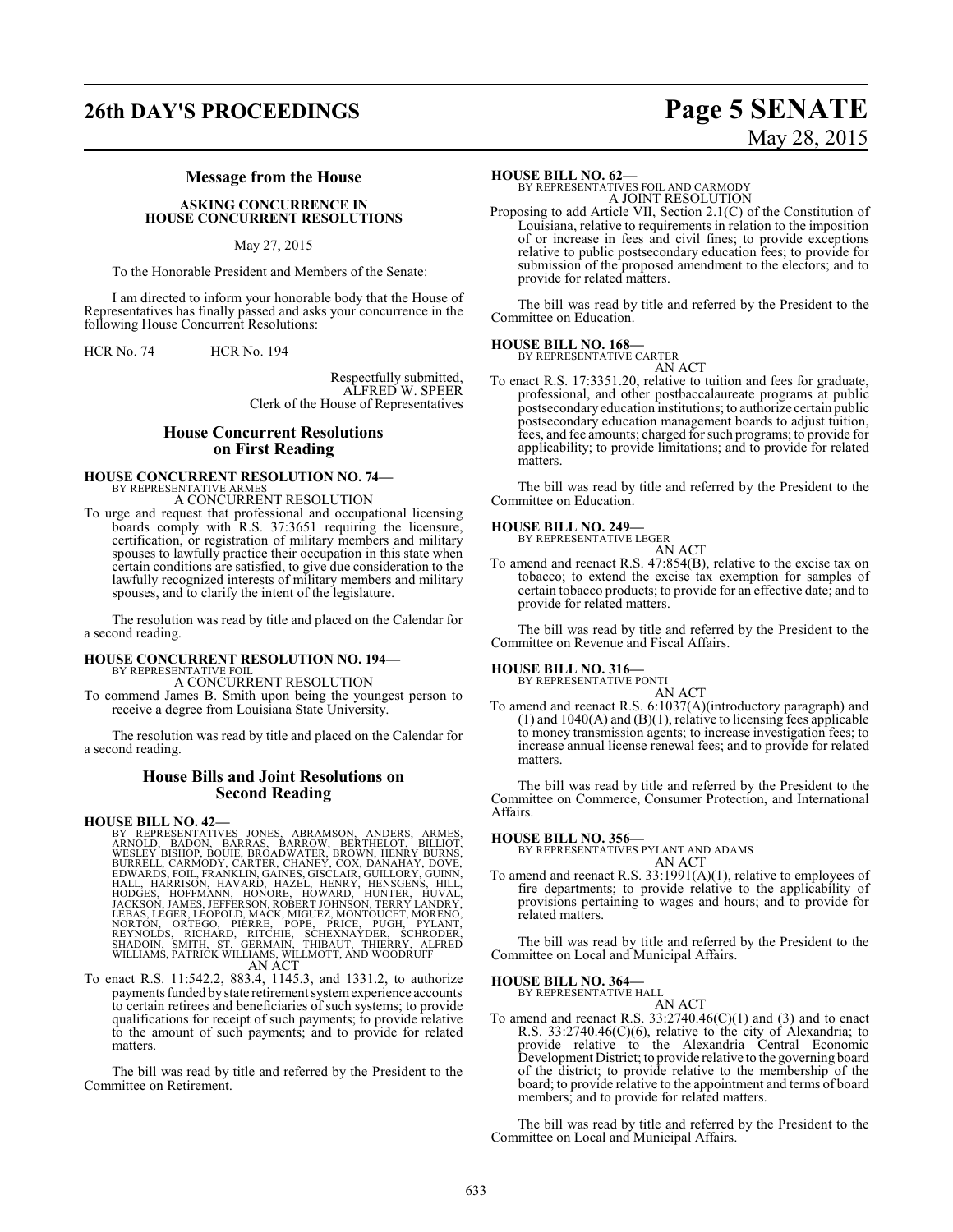## Message from the House

**ASKING CONCURRENCE IN HOUSE CONCURRENT RESOLUTIONS**

May 27, 2015

To the Honorable President and Members of the Senate:

I am directed to inform your honorable body that the House of Representatives has finally passed and asks your concurrence in the following House Concurrent Resolutions:

HCR No. 74 HCR No. 194

Respectfully submitted,
ALFRED W. SPEER
Clerk of the House of Representatives

## House Concurrent Resolutions on First Reading

**HOUSE CONCURRENT RESOLUTION NO. 74—**
BY REPRESENTATIVE ARMES
A CONCURRENT RESOLUTION

To urge and request that professional and occupational licensing boards comply with R.S. 37:3651 requiring the licensure, certification, or registration of military members and military spouses to lawfully practice their occupation in this state when certain conditions are satisfied, to give due consideration to the lawfully recognized interests of military members and military spouses, and to clarify the intent of the legislature.

The resolution was read by title and placed on the Calendar for a second reading.

**HOUSE CONCURRENT RESOLUTION NO. 194—**
BY REPRESENTATIVE FOIL
A CONCURRENT RESOLUTION

To commend James B. Smith upon being the youngest person to receive a degree from Louisiana State University.

The resolution was read by title and placed on the Calendar for a second reading.

## House Bills and Joint Resolutions on Second Reading

**HOUSE BILL NO. 42—**
BY REPRESENTATIVES JONES, ABRAMSON, ANDERS, ARMES, ARNOLD, BADON, BARRAS, BARROW, BERTHELOT, BILLIOT, WESLEY BISHOP, BOUIE, BROADWATER, BROWN, HENRY BURNS, BURRELL, CARMODY, CARTER, CHANEY, COX, DANAHAY, DOVE, EDWARDS, FOIL, FRANKLIN, GAINES, GISCLAIR, GUILLORY, GUINN, HALL, HARRISON, HAVARD, HAZEL, HENRY, HENSGENS, HILL, HODGES, HOFFMANN, HONORE, HOWARD, HUNTER, HUVAL, JACKSON, JAMES, JEFFERSON, ROBERT JOHNSON, TERRY LANDRY, LEBAS, LEGER, LEOPOLD, MACK, MIGUEZ, MONTOUCET, MORENO, NORTON, ORTEGO, PIERRE, POPE, PRICE, PUGH, PYLANT, REYNOLDS, RICHARD, RITCHIE, SCHEXNAYDER, SCHRODER, SHADOIN, SMITH, ST. GERMAIN, THIBAUT, THIERRY, ALFRED WILLIAMS, PATRICK WILLIAMS, WILLMOTT, AND WOODRUFF
AN ACT

To enact R.S. 11:542.2, 883.4, 1145.3, and 1331.2, to authorize payments funded by state retirement system experience accounts to certain retirees and beneficiaries of such systems; to provide qualifications for receipt of such payments; to provide relative to the amount of such payments; and to provide for related matters.

The bill was read by title and referred by the President to the Committee on Retirement.

**HOUSE BILL NO. 62—**
BY REPRESENTATIVES FOIL AND CARMODY
A JOINT RESOLUTION

Proposing to add Article VII, Section 2.1(C) of the Constitution of Louisiana, relative to requirements in relation to the imposition of or increase in fees and civil fines; to provide exceptions relative to public postsecondary education fees; to provide for submission of the proposed amendment to the electors; and to provide for related matters.

The bill was read by title and referred by the President to the Committee on Education.

**HOUSE BILL NO. 168—**
BY REPRESENTATIVE CARTER
AN ACT

To enact R.S. 17:3351.20, relative to tuition and fees for graduate, professional, and other postbaccalaureate programs at public postsecondary education institutions; to authorize certain public postsecondary education management boards to adjust tuition, fees, and fee amounts; charged for such programs; to provide for applicability; to provide limitations; and to provide for related matters.

The bill was read by title and referred by the President to the Committee on Education.

**HOUSE BILL NO. 249—**
BY REPRESENTATIVE LEGER
AN ACT

To amend and reenact R.S. 47:854(B), relative to the excise tax on tobacco; to extend the excise tax exemption for samples of certain tobacco products; to provide for an effective date; and to provide for related matters.

The bill was read by title and referred by the President to the Committee on Revenue and Fiscal Affairs.

**HOUSE BILL NO. 316—**
BY REPRESENTATIVE PONTI
AN ACT

To amend and reenact R.S. 6:1037(A)(introductory paragraph) and (1) and 1040(A) and (B)(1), relative to licensing fees applicable to money transmission agents; to increase investigation fees; to increase annual license renewal fees; and to provide for related matters.

The bill was read by title and referred by the President to the Committee on Commerce, Consumer Protection, and International Affairs.

**HOUSE BILL NO. 356—**
BY REPRESENTATIVES PYLANT AND ADAMS
AN ACT

To amend and reenact R.S. 33:1991(A)(1), relative to employees of fire departments; to provide relative to the applicability of provisions pertaining to wages and hours; and to provide for related matters.

The bill was read by title and referred by the President to the Committee on Local and Municipal Affairs.

**HOUSE BILL NO. 364—**
BY REPRESENTATIVE HALL
AN ACT

To amend and reenact R.S. 33:2740.46(C)(1) and (3) and to enact R.S. 33:2740.46(C)(6), relative to the city of Alexandria; to provide relative to the Alexandria Central Economic Development District; to provide relative to the governing board of the district; to provide relative to the membership of the board; to provide relative to the appointment and terms of board members; and to provide for related matters.

The bill was read by title and referred by the President to the Committee on Local and Municipal Affairs.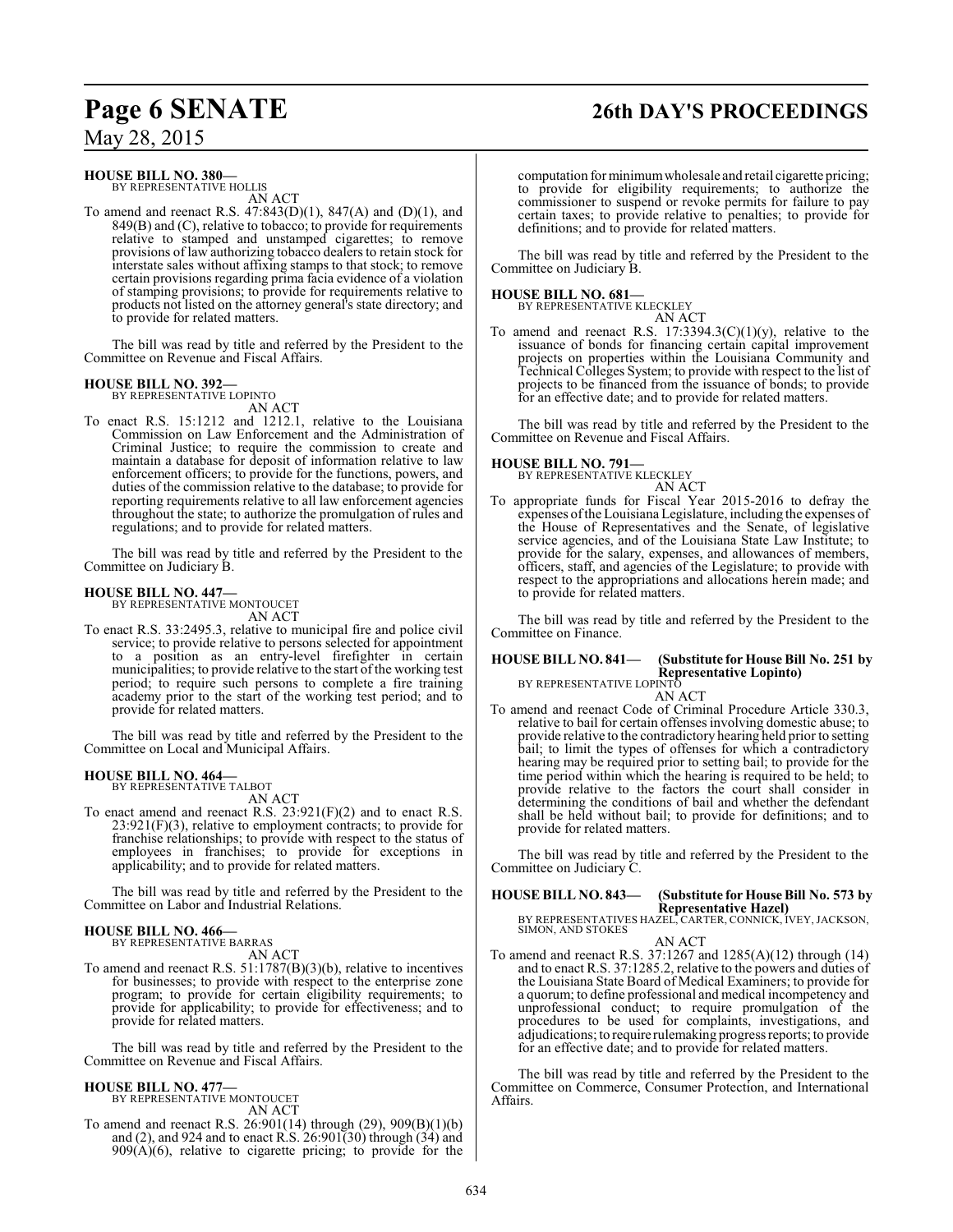**HOUSE BILL NO. 380—**
BY REPRESENTATIVE HOLLIS

AN ACT

To amend and reenact R.S. 47:843(D)(1), 847(A) and (D)(1), and 849(B) and (C), relative to tobacco; to provide for requirements relative to stamped and unstamped cigarettes; to remove provisions of law authorizing tobacco dealers to retain stock for interstate sales without affixing stamps to that stock; to remove certain provisions regarding prima facia evidence of a violation of stamping provisions; to provide for requirements relative to products not listed on the attorney general's state directory; and to provide for related matters.

The bill was read by title and referred by the President to the Committee on Revenue and Fiscal Affairs.

**HOUSE BILL NO. 392—**
BY REPRESENTATIVE LOPINTO

AN ACT

To enact R.S. 15:1212 and 1212.1, relative to the Louisiana Commission on Law Enforcement and the Administration of Criminal Justice; to require the commission to create and maintain a database for deposit of information relative to law enforcement officers; to provide for the functions, powers, and duties of the commission relative to the database; to provide for reporting requirements relative to all law enforcement agencies throughout the state; to authorize the promulgation of rules and regulations; and to provide for related matters.

The bill was read by title and referred by the President to the Committee on Judiciary B.

**HOUSE BILL NO. 447—**
BY REPRESENTATIVE MONTOUCET

AN ACT

To enact R.S. 33:2495.3, relative to municipal fire and police civil service; to provide relative to persons selected for appointment to a position as an entry-level firefighter in certain municipalities; to provide relative to the start of the working test period; to require such persons to complete a fire training academy prior to the start of the working test period; and to provide for related matters.

The bill was read by title and referred by the President to the Committee on Local and Municipal Affairs.

**HOUSE BILL NO. 464—**
BY REPRESENTATIVE TALBOT

AN ACT

To enact amend and reenact R.S. 23:921(F)(2) and to enact R.S. 23:921(F)(3), relative to employment contracts; to provide for franchise relationships; to provide with respect to the status of employees in franchises; to provide for exceptions in applicability; and to provide for related matters.

The bill was read by title and referred by the President to the Committee on Labor and Industrial Relations.

**HOUSE BILL NO. 466—**
BY REPRESENTATIVE BARRAS

AN ACT

To amend and reenact R.S. 51:1787(B)(3)(b), relative to incentives for businesses; to provide with respect to the enterprise zone program; to provide for certain eligibility requirements; to provide for applicability; to provide for effectiveness; and to provide for related matters.

The bill was read by title and referred by the President to the Committee on Revenue and Fiscal Affairs.

**HOUSE BILL NO. 477—**
BY REPRESENTATIVE MONTOUCET

AN ACT

To amend and reenact R.S. 26:901(14) through (29), 909(B)(1)(b) and (2), and 924 and to enact R.S. 26:901(30) through (34) and 909(A)(6), relative to cigarette pricing; to provide for the computation for minimum wholesale and retail cigarette pricing; to provide for eligibility requirements; to authorize the commissioner to suspend or revoke permits for failure to pay certain taxes; to provide relative to penalties; to provide for definitions; and to provide for related matters.

The bill was read by title and referred by the President to the Committee on Judiciary B.

**HOUSE BILL NO. 681—**
BY REPRESENTATIVE KLECKLEY

AN ACT

To amend and reenact R.S. 17:3394.3(C)(1)(y), relative to the issuance of bonds for financing certain capital improvement projects on properties within the Louisiana Community and Technical Colleges System; to provide with respect to the list of projects to be financed from the issuance of bonds; to provide for an effective date; and to provide for related matters.

The bill was read by title and referred by the President to the Committee on Revenue and Fiscal Affairs.

**HOUSE BILL NO. 791—**
BY REPRESENTATIVE KLECKLEY

AN ACT

To appropriate funds for Fiscal Year 2015-2016 to defray the expenses of the Louisiana Legislature, including the expenses of the House of Representatives and the Senate, of legislative service agencies, and of the Louisiana State Law Institute; to provide for the salary, expenses, and allowances of members, officers, staff, and agencies of the Legislature; to provide with respect to the appropriations and allocations herein made; and to provide for related matters.

The bill was read by title and referred by the President to the Committee on Finance.

**HOUSE BILL NO. 841— (Substitute for House Bill No. 251 by Representative Lopinto)**
BY REPRESENTATIVE LOPINTO

AN ACT

To amend and reenact Code of Criminal Procedure Article 330.3, relative to bail for certain offenses involving domestic abuse; to provide relative to the contradictory hearing held prior to setting bail; to limit the types of offenses for which a contradictory hearing may be required prior to setting bail; to provide for the time period within which the hearing is required to be held; to provide relative to the factors the court shall consider in determining the conditions of bail and whether the defendant shall be held without bail; to provide for definitions; and to provide for related matters.

The bill was read by title and referred by the President to the Committee on Judiciary C.

**HOUSE BILL NO. 843— (Substitute for House Bill No. 573 by Representative Hazel)**
BY REPRESENTATIVES HAZEL, CARTER, CONNICK, IVEY, JACKSON, SIMON, AND STOKES

AN ACT

To amend and reenact R.S. 37:1267 and 1285(A)(12) through (14) and to enact R.S. 37:1285.2, relative to the powers and duties of the Louisiana State Board of Medical Examiners; to provide for a quorum; to define professional and medical incompetency and unprofessional conduct; to require promulgation of the procedures to be used for complaints, investigations, and adjudications; to require rulemaking progress reports; to provide for an effective date; and to provide for related matters.

The bill was read by title and referred by the President to the Committee on Commerce, Consumer Protection, and International Affairs.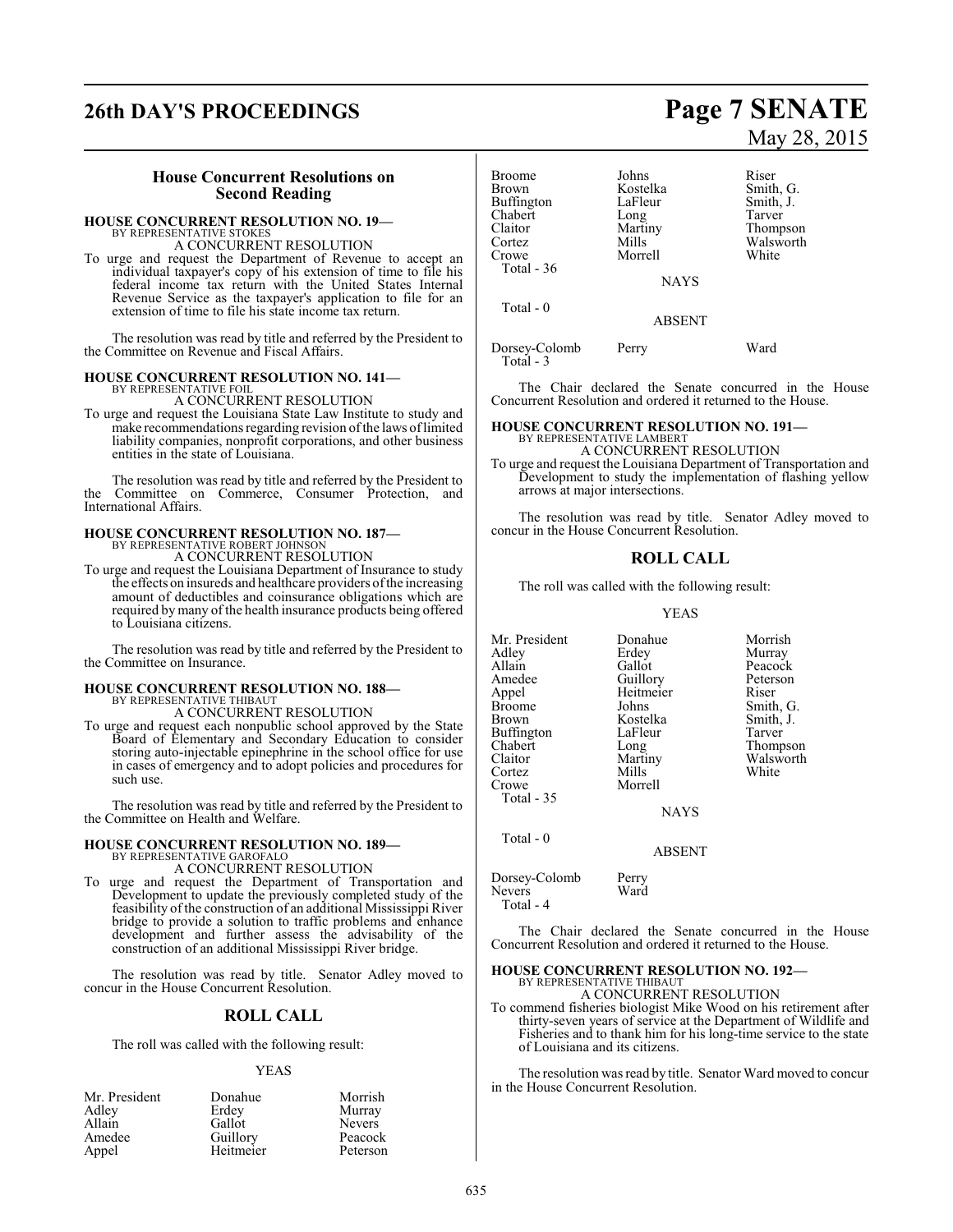## House Concurrent Resolutions on Second Reading

**HOUSE CONCURRENT RESOLUTION NO. 19—**
BY REPRESENTATIVE STOKES
A CONCURRENT RESOLUTION

To urge and request the Department of Revenue to accept an individual taxpayer's copy of his extension of time to file his federal income tax return with the United States Internal Revenue Service as the taxpayer's application to file for an extension of time to file his state income tax return.

The resolution was read by title and referred by the President to the Committee on Revenue and Fiscal Affairs.

**HOUSE CONCURRENT RESOLUTION NO. 141—**
BY REPRESENTATIVE FOIL
A CONCURRENT RESOLUTION

To urge and request the Louisiana State Law Institute to study and make recommendations regarding revision of the laws of limited liability companies, nonprofit corporations, and other business entities in the state of Louisiana.

The resolution was read by title and referred by the President to the Committee on Commerce, Consumer Protection, and International Affairs.

**HOUSE CONCURRENT RESOLUTION NO. 187—**
BY REPRESENTATIVE ROBERT JOHNSON
A CONCURRENT RESOLUTION

To urge and request the Louisiana Department of Insurance to study the effects on insureds and healthcare providers of the increasing amount of deductibles and coinsurance obligations which are required by many of the health insurance products being offered to Louisiana citizens.

The resolution was read by title and referred by the President to the Committee on Insurance.

**HOUSE CONCURRENT RESOLUTION NO. 188—**
BY REPRESENTATIVE THIBAUT
A CONCURRENT RESOLUTION

To urge and request each nonpublic school approved by the State Board of Elementary and Secondary Education to consider storing auto-injectable epinephrine in the school office for use in cases of emergency and to adopt policies and procedures for such use.

The resolution was read by title and referred by the President to the Committee on Health and Welfare.

**HOUSE CONCURRENT RESOLUTION NO. 189—**
BY REPRESENTATIVE GAROFALO
A CONCURRENT RESOLUTION

To urge and request the Department of Transportation and Development to update the previously completed study of the feasibility of the construction of an additional Mississippi River bridge to provide a solution to traffic problems and enhance development and further assess the advisability of the construction of an additional Mississippi River bridge.

The resolution was read by title. Senator Adley moved to concur in the House Concurrent Resolution.

## ROLL CALL

The roll was called with the following result:

YEAS

| | | |
|---|---|---|
| Mr. President | Donahue | Morrish |
| Adley | Erdey | Murray |
| Allain | Gallot | Nevers |
| Amedee | Guillory | Peacock |
| Appel | Heitmeier | Peterson |
| Broome | Johns | Riser |
| Brown | Kostelka | Smith, G. |
| Buffington | LaFleur | Smith, J. |
| Chabert | Long | Tarver |
| Claitor | Martiny | Thompson |
| Cortez | Mills | Walsworth |
| Crowe | Morrell | White |

Total - 36

NAYS

Total - 0

ABSENT

| | | |
|---|---|---|
| Dorsey-Colomb | Perry | Ward |

Total - 3

The Chair declared the Senate concurred in the House Concurrent Resolution and ordered it returned to the House.

**HOUSE CONCURRENT RESOLUTION NO. 191—**
BY REPRESENTATIVE LAMBERT
A CONCURRENT RESOLUTION

To urge and request the Louisiana Department of Transportation and Development to study the implementation of flashing yellow arrows at major intersections.

The resolution was read by title. Senator Adley moved to concur in the House Concurrent Resolution.

## ROLL CALL

The roll was called with the following result:

YEAS

| | | |
|---|---|---|
| Mr. President | Donahue | Morrish |
| Adley | Erdey | Murray |
| Allain | Gallot | Peacock |
| Amedee | Guillory | Peterson |
| Appel | Heitmeier | Riser |
| Broome | Johns | Smith, G. |
| Brown | Kostelka | Smith, J. |
| Buffington | LaFleur | Tarver |
| Chabert | Long | Thompson |
| Claitor | Martiny | Walsworth |
| Cortez | Mills | White |
| Crowe | Morrell | |

Total - 35

NAYS

Total - 0

ABSENT

| | |
|---|---|
| Dorsey-Colomb | Perry |
| Nevers | Ward |

Total - 4

The Chair declared the Senate concurred in the House Concurrent Resolution and ordered it returned to the House.

**HOUSE CONCURRENT RESOLUTION NO. 192—**
BY REPRESENTATIVE THIBAUT
A CONCURRENT RESOLUTION

To commend fisheries biologist Mike Wood on his retirement after thirty-seven years of service at the Department of Wildlife and Fisheries and to thank him for his long-time service to the state of Louisiana and its citizens.

The resolution was read by title. Senator Ward moved to concur in the House Concurrent Resolution.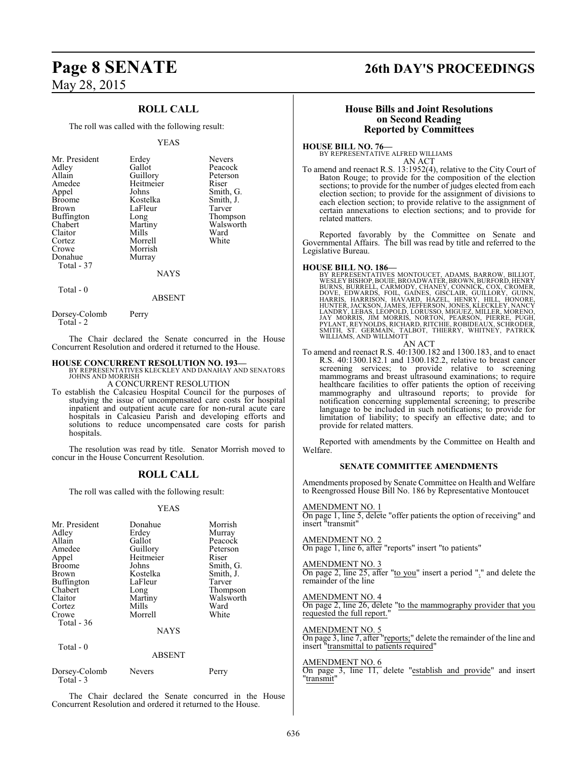## ROLL CALL

The roll was called with the following result:

YEAS

| | | |
|---|---|---|
| Mr. President | Erdey | Nevers |
| Adley | Gallot | Peacock |
| Allain | Guillory | Peterson |
| Amedee | Heitmeier | Riser |
| Appel | Johns | Smith, G. |
| Broome | Kostelka | Smith, J. |
| Brown | LaFleur | Tarver |
| Buffington | Long | Thompson |
| Chabert | Martiny | Walsworth |
| Claitor | Mills | Ward |
| Cortez | Morrell | White |
| Crowe | Morrish | |
| Donahue | Murray | |

Total - 37

NAYS

Total - 0

ABSENT

Dorsey-Colomb    Perry

Total - 2

The Chair declared the Senate concurred in the House Concurrent Resolution and ordered it returned to the House.

**HOUSE CONCURRENT RESOLUTION NO. 193—**
BY REPRESENTATIVES KLECKLEY AND DANAHAY AND SENATORS JOHNS AND MORRISH
A CONCURRENT RESOLUTION

To establish the Calcasieu Hospital Council for the purposes of studying the issue of uncompensated care costs for hospital inpatient and outpatient acute care for non-rural acute care hospitals in Calcasieu Parish and developing efforts and solutions to reduce uncompensated care costs for parish hospitals.

The resolution was read by title. Senator Morrish moved to concur in the House Concurrent Resolution.

## ROLL CALL

The roll was called with the following result:

YEAS

| | | |
|---|---|---|
| Mr. President | Donahue | Morrish |
| Adley | Erdey | Murray |
| Allain | Gallot | Peacock |
| Amedee | Guillory | Peterson |
| Appel | Heitmeier | Riser |
| Broome | Johns | Smith, G. |
| Brown | Kostelka | Smith, J. |
| Buffington | LaFleur | Tarver |
| Chabert | Long | Thompson |
| Claitor | Martiny | Walsworth |
| Cortez | Mills | Ward |
| Crowe | Morrell | White |

Total - 36

NAYS

Total - 0

ABSENT

Dorsey-Colomb    Nevers    Perry

Total - 3

The Chair declared the Senate concurred in the House Concurrent Resolution and ordered it returned to the House.

## House Bills and Joint Resolutions on Second Reading Reported by Committees

**HOUSE BILL NO. 76—**
BY REPRESENTATIVE ALFRED WILLIAMS
AN ACT

To amend and reenact R.S. 13:1952(4), relative to the City Court of Baton Rouge; to provide for the composition of the election sections; to provide for the number of judges elected from each election section; to provide for the assignment of divisions to each election section; to provide relative to the assignment of certain annexations to election sections; and to provide for related matters.

Reported favorably by the Committee on Senate and Governmental Affairs. The bill was read by title and referred to the Legislative Bureau.

**HOUSE BILL NO. 186—**
BY REPRESENTATIVES MONTOUCET, ADAMS, BARROW, BILLIOT, WESLEY BISHOP, BOUIE, BROADWATER, BROWN, BURFORD, HENRY BURNS, BURRELL, CARMODY, CHANEY, CONNICK, COX, CROMER, DOVE, EDWARDS, FOIL, GAINES, GISCLAIR, GUILLORY, GUINN, HARRIS, HARRISON, HAVARD, HAZEL, HENRY, HILL, HONORE, HUNTER, JACKSON, JAMES, JEFFERSON, JONES, KLECKLEY, NANCY LANDRY, LEBAS, LEOPOLD, LORUSSO, MIGUEZ, MILLER, MORENO, JAY MORRIS, JIM MORRIS, NORTON, PEARSON, PIERRE, PUGH, PYLANT, REYNOLDS, RICHARD, RITCHIE, ROBIDEAUX, SCHRODER, SMITH, ST. GERMAIN, TALBOT, THIERRY, WHITNEY, PATRICK WILLIAMS, AND WILLMOTT
AN ACT

To amend and reenact R.S. 40:1300.182 and 1300.183, and to enact R.S. 40:1300.182.1 and 1300.182.2, relative to breast cancer screening services; to provide relative to screening mammograms and breast ultrasound examinations; to require healthcare facilities to offer patients the option of receiving mammography and ultrasound reports; to provide for notification concerning supplemental screening; to prescribe language to be included in such notifications; to provide for limitation of liability; to specify an effective date; and to provide for related matters.

Reported with amendments by the Committee on Health and Welfare.

### SENATE COMMITTEE AMENDMENTS

Amendments proposed by Senate Committee on Health and Welfare to Reengrossed House Bill No. 186 by Representative Montoucet

AMENDMENT NO. 1
On page 1, line 5, delete "offer patients the option of receiving" and insert "transmit"

AMENDMENT NO. 2
On page 1, line 6, after "reports" insert "to patients"

AMENDMENT NO. 3
On page 2, line 25, after "to you" insert a period "." and delete the remainder of the line

AMENDMENT NO. 4
On page 2, line 26, delete "to the mammography provider that you requested the full report."

AMENDMENT NO. 5
On page 3, line 7, after "reports;" delete the remainder of the line and insert "transmittal to patients required"

AMENDMENT NO. 6
On page 3, line 11, delete "establish and provide" and insert "transmit"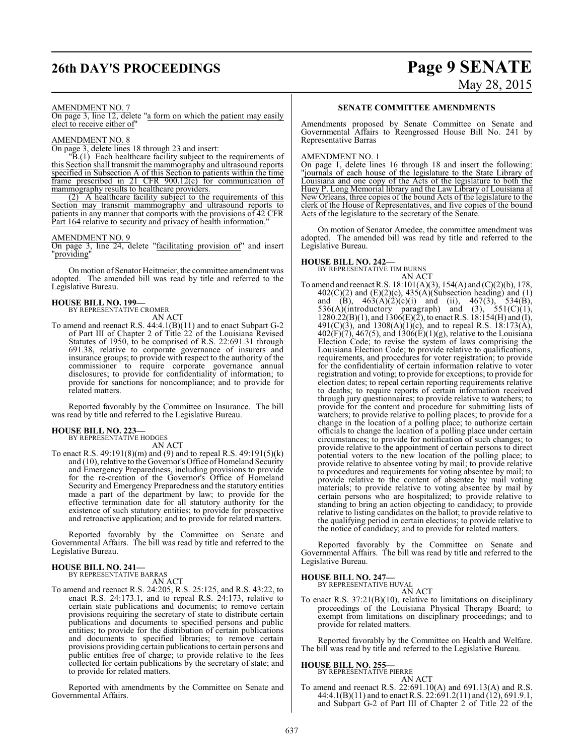AMENDMENT NO. 7

On page 3, line 12, delete "a form on which the patient may easily elect to receive either of"

AMENDMENT NO. 8

On page 3, delete lines 18 through 23 and insert:

"B.(1) Each healthcare facility subject to the requirements of this Section shall transmit the mammography and ultrasound reports specified in Subsection A of this Section to patients within the time frame prescribed in 21 CFR 900.12(c) for communication of mammography results to healthcare providers.

(2) A healthcare facility subject to the requirements of this Section may transmit mammography and ultrasound reports to patients in any manner that comports with the provisions of 42 CFR Part 164 relative to security and privacy of health information."

AMENDMENT NO. 9

On page 3, line 24, delete "facilitating provision of" and insert "providing"

On motion of Senator Heitmeier, the committee amendment was adopted. The amended bill was read by title and referred to the Legislative Bureau.

**HOUSE BILL NO. 199—**
BY REPRESENTATIVE CROMER
AN ACT

To amend and reenact R.S. 44:4.1(B)(11) and to enact Subpart G-2 of Part III of Chapter 2 of Title 22 of the Louisiana Revised Statutes of 1950, to be comprised of R.S. 22:691.31 through 691.38, relative to corporate governance of insurers and insurance groups; to provide with respect to the authority of the commissioner to require corporate governance annual disclosures; to provide for confidentiality of information; to provide for sanctions for noncompliance; and to provide for related matters.

Reported favorably by the Committee on Insurance. The bill was read by title and referred to the Legislative Bureau.

**HOUSE BILL NO. 223—**
BY REPRESENTATIVE HODGES
AN ACT

To enact R.S. 49:191(8)(m) and (9) and to repeal R.S. 49:191(5)(k) and (10), relative to the Governor's Office of Homeland Security and Emergency Preparedness, including provisions to provide for the re-creation of the Governor's Office of Homeland Security and Emergency Preparedness and the statutory entities made a part of the department by law; to provide for the effective termination date for all statutory authority for the existence of such statutory entities; to provide for prospective and retroactive application; and to provide for related matters.

Reported favorably by the Committee on Senate and Governmental Affairs. The bill was read by title and referred to the Legislative Bureau.

**HOUSE BILL NO. 241—**
BY REPRESENTATIVE BARRAS
AN ACT

To amend and reenact R.S. 24:205, R.S. 25:125, and R.S. 43:22, to enact R.S. 24:173.1, and to repeal R.S. 24:173, relative to certain state publications and documents; to remove certain provisions requiring the secretary of state to distribute certain publications and documents to specified persons and public entities; to provide for the distribution of certain publications and documents to specified libraries; to remove certain provisions providing certain publications to certain persons and public entities free of charge; to provide relative to the fees collected for certain publications by the secretary of state; and to provide for related matters.

Reported with amendments by the Committee on Senate and Governmental Affairs.

**SENATE COMMITTEE AMENDMENTS**

Amendments proposed by Senate Committee on Senate and Governmental Affairs to Reengrossed House Bill No. 241 by Representative Barras

AMENDMENT NO. 1

On page 1, delete lines 16 through 18 and insert the following: "journals of each house of the legislature to the State Library of Louisiana and one copy of the Acts of the legislature to both the Huey P. Long Memorial library and the Law Library of Louisiana at New Orleans, three copies of the bound Acts of the legislature to the clerk of the House of Representatives, and five copies of the bound Acts of the legislature to the secretary of the Senate.

On motion of Senator Amedee, the committee amendment was adopted. The amended bill was read by title and referred to the Legislative Bureau.

**HOUSE BILL NO. 242—**
BY REPRESENTATIVE TIM BURNS
AN ACT

To amend and reenact R.S. 18:101(A)(3), 154(A) and (C)(2)(b), 178, 402(C)(2) and (E)(2)(c), 435(A)(Subsection heading) and (1) and (B), 463(A)(2)(c)(i) and (ii), 467(3), 534(B), 536(A)(introductory paragraph) and (3), 551(C)(1), 1280.22(B)(1), and 1306(E)(2), to enact R.S. 18:154(H) and (I), 491(C)(3), and 1308(A)(1)(c), and to repeal R.S. 18:173(A), 402(F)(7), 467(5), and 1306(E)(1)(g), relative to the Louisiana Election Code; to revise the system of laws comprising the Louisiana Election Code; to provide relative to qualifications, requirements, and procedures for voter registration; to provide for the confidentiality of certain information relative to voter registration and voting; to provide for exceptions; to provide for election dates; to repeal certain reporting requirements relative to deaths; to require reports of certain information received through jury questionnaires; to provide relative to watchers; to provide for the content and procedure for submitting lists of watchers; to provide relative to polling places; to provide for a change in the location of a polling place; to authorize certain officials to change the location of a polling place under certain circumstances; to provide for notification of such changes; to provide relative to the appointment of certain persons to direct potential voters to the new location of the polling place; to provide relative to absentee voting by mail; to provide relative to procedures and requirements for voting absentee by mail; to provide relative to the content of absentee by mail voting materials; to provide relative to voting absentee by mail by certain persons who are hospitalized; to provide relative to standing to bring an action objecting to candidacy; to provide relative to listing candidates on the ballot; to provide relative to the qualifying period in certain elections; to provide relative to the notice of candidacy; and to provide for related matters.

Reported favorably by the Committee on Senate and Governmental Affairs. The bill was read by title and referred to the Legislative Bureau.

**HOUSE BILL NO. 247—**
BY REPRESENTATIVE HUVAL
AN ACT

To enact R.S. 37:21(B)(10), relative to limitations on disciplinary proceedings of the Louisiana Physical Therapy Board; to exempt from limitations on disciplinary proceedings; and to provide for related matters.

Reported favorably by the Committee on Health and Welfare. The bill was read by title and referred to the Legislative Bureau.

**HOUSE BILL NO. 255—**
BY REPRESENTATIVE PIERRE
AN ACT

To amend and reenact R.S. 22:691.10(A) and 691.13(A) and R.S. 44:4.1(B)(11) and to enact R.S. 22:691.2(11) and (12), 691.9.1, and Subpart G-2 of Part III of Chapter 2 of Title 22 of the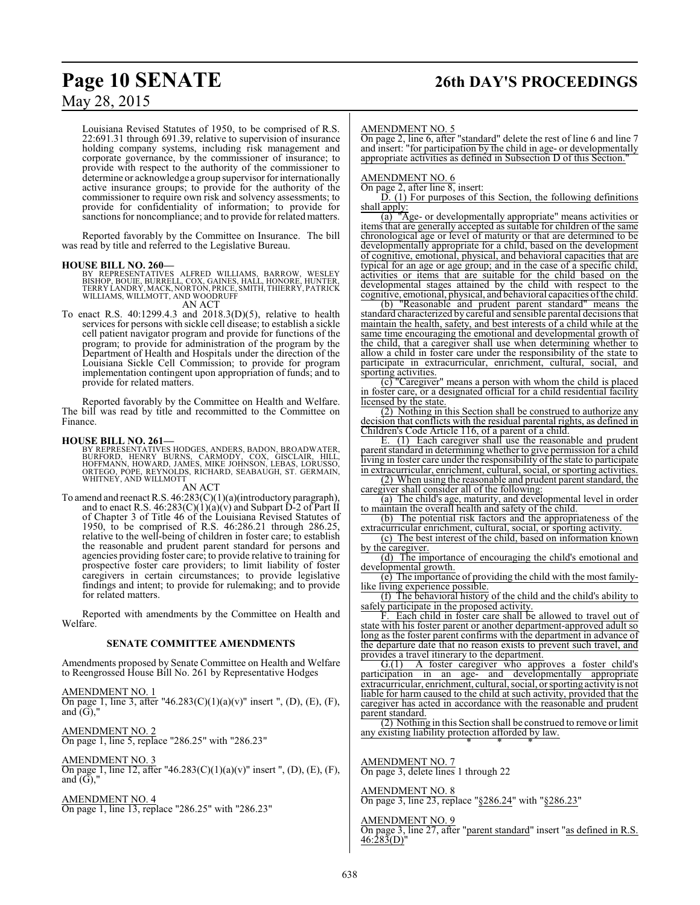Louisiana Revised Statutes of 1950, to be comprised of R.S. 22:691.31 through 691.39, relative to supervision of insurance holding company systems, including risk management and corporate governance, by the commissioner of insurance; to provide with respect to the authority of the commissioner to determine or acknowledge a group supervisor for internationally active insurance groups; to provide for the authority of the commissioner to require own risk and solvency assessments; to provide for confidentiality of information; to provide for sanctions for noncompliance; and to provide for related matters.

Reported favorably by the Committee on Insurance. The bill was read by title and referred to the Legislative Bureau.

**HOUSE BILL NO. 260—**
BY REPRESENTATIVES ALFRED WILLIAMS, BARROW, WESLEY BISHOP, BOUIE, BURRELL, COX, GAINES, HALL, HONORE, HUNTER, TERRY LANDRY, MACK, NORTON, PRICE, SMITH, THIERRY, PATRICK WILLIAMS, WILLMOTT, AND WOODRUFF

AN ACT

To enact R.S. 40:1299.4.3 and 2018.3(D)(5), relative to health services for persons with sickle cell disease; to establish a sickle cell patient navigator program and provide for functions of the program; to provide for administration of the program by the Department of Health and Hospitals under the direction of the Louisiana Sickle Cell Commission; to provide for program implementation contingent upon appropriation of funds; and to provide for related matters.

Reported favorably by the Committee on Health and Welfare. The bill was read by title and recommitted to the Committee on Finance.

**HOUSE BILL NO. 261—**
BY REPRESENTATIVES HODGES, ANDERS, BADON, BROADWATER, BURFORD, HENRY BURNS, CARMODY, COX, GISCLAIR, HILL, HOFFMANN, HOWARD, JAMES, MIKE JOHNSON, LEBAS, LORUSSO, ORTEGO, POPE, REYNOLDS, RICHARD, SEABAUGH, ST. GERMAIN, WHITNEY, AND WILLMOTT

AN ACT

To amend and reenact R.S. 46:283(C)(1)(a)(introductory paragraph), and to enact R.S. 46:283(C)(1)(a)(v) and Subpart D-2 of Part II of Chapter 3 of Title 46 of the Louisiana Revised Statutes of 1950, to be comprised of R.S. 46:286.21 through 286.25, relative to the well-being of children in foster care; to establish the reasonable and prudent parent standard for persons and agencies providing foster care; to provide relative to training for prospective foster care providers; to limit liability of foster caregivers in certain circumstances; to provide legislative findings and intent; to provide for rulemaking; and to provide for related matters.

Reported with amendments by the Committee on Health and Welfare.

## SENATE COMMITTEE AMENDMENTS

Amendments proposed by Senate Committee on Health and Welfare to Reengrossed House Bill No. 261 by Representative Hodges

AMENDMENT NO. 1
On page 1, line 3, after "46.283(C)(1)(a)(v)" insert ", (D), (E), (F), and (G),"

AMENDMENT NO. 2
On page 1, line 5, replace "286.25" with "286.23"

AMENDMENT NO. 3
On page 1, line 12, after "46.283(C)(1)(a)(v)" insert ", (D), (E), (F), and (G),"

AMENDMENT NO. 4
On page 1, line 13, replace "286.25" with "286.23"

AMENDMENT NO. 5
On page 2, line 6, after "standard" delete the rest of line 6 and line 7 and insert: "for participation by the child in age- or developmentally appropriate activities as defined in Subsection D of this Section."

AMENDMENT NO. 6
On page 2, after line 8, insert:

D. (1) For purposes of this Section, the following definitions shall apply:

(a) "Age- or developmentally appropriate" means activities or items that are generally accepted as suitable for children of the same chronological age or level of maturity or that are determined to be developmentally appropriate for a child, based on the development of cognitive, emotional, physical, and behavioral capacities that are typical for an age or age group; and in the case of a specific child, activities or items that are suitable for the child based on the developmental stages attained by the child with respect to the cognitive, emotional, physical, and behavioral capacities of the child.

(b) "Reasonable and prudent parent standard" means the standard characterized by careful and sensible parental decisions that maintain the health, safety, and best interests of a child while at the same time encouraging the emotional and developmental growth of the child, that a caregiver shall use when determining whether to allow a child in foster care under the responsibility of the state to participate in extracurricular, enrichment, cultural, social, and sporting activities.

(c) "Caregiver" means a person with whom the child is placed in foster care, or a designated official for a child residential facility licensed by the state.

(2) Nothing in this Section shall be construed to authorize any decision that conflicts with the residual parental rights, as defined in Children's Code Article 116, of a parent of a child.

E. (1) Each caregiver shall use the reasonable and prudent parent standard in determining whether to give permission for a child living in foster care under the responsibility of the state to participate in extracurricular, enrichment, cultural, social, or sporting activities.

(2) When using the reasonable and prudent parent standard, the caregiver shall consider all of the following:

(a) The child's age, maturity, and developmental level in order to maintain the overall health and safety of the child.

(b) The potential risk factors and the appropriateness of the extracurricular enrichment, cultural, social, or sporting activity.

(c) The best interest of the child, based on information known by the caregiver.

(d) The importance of encouraging the child's emotional and developmental growth.

(e) The importance of providing the child with the most family-like living experience possible.

(f) The behavioral history of the child and the child's ability to safely participate in the proposed activity.

F. Each child in foster care shall be allowed to travel out of state with his foster parent or another department-approved adult so long as the foster parent confirms with the department in advance of the departure date that no reason exists to prevent such travel, and provides a travel itinerary to the department.

G.(1) A foster caregiver who approves a foster child's participation in an age- and developmentally appropriate extracurricular, enrichment, cultural, social, or sporting activity is not liable for harm caused to the child at such activity, provided that the caregiver has acted in accordance with the reasonable and prudent parent standard.

(2) Nothing in this Section shall be construed to remove or limit any existing liability protection afforded by law.

\* \* \*

AMENDMENT NO. 7
On page 3, delete lines 1 through 22

AMENDMENT NO. 8
On page 3, line 23, replace "§286.24" with "§286.23"

AMENDMENT NO. 9
On page 3, line 27, after "parent standard" insert "as defined in R.S. 46:283(D)"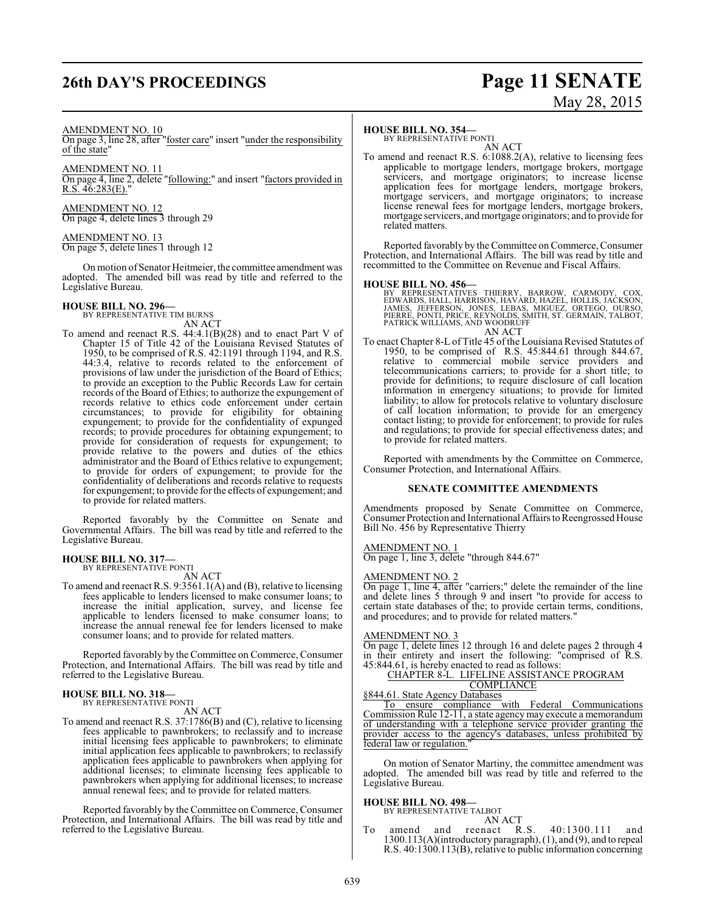AMENDMENT NO. 10

On page 3, line 28, after "foster care" insert "under the responsibility of the state"

AMENDMENT NO. 11

On page 4, line 2, delete "following:" and insert "factors provided in R.S. 46:283(E)."

AMENDMENT NO. 12

On page 4, delete lines 3 through 29

AMENDMENT NO. 13

On page 5, delete lines 1 through 12

On motion of Senator Heitmeier, the committee amendment was adopted. The amended bill was read by title and referred to the Legislative Bureau.

**HOUSE BILL NO. 296—**
BY REPRESENTATIVE TIM BURNS
AN ACT

To amend and reenact R.S. 44:4.1(B)(28) and to enact Part V of Chapter 15 of Title 42 of the Louisiana Revised Statutes of 1950, to be comprised of R.S. 42:1191 through 1194, and R.S. 44:3.4, relative to records related to the enforcement of provisions of law under the jurisdiction of the Board of Ethics; to provide an exception to the Public Records Law for certain records of the Board of Ethics; to authorize the expungement of records relative to ethics code enforcement under certain circumstances; to provide for eligibility for obtaining expungement; to provide for the confidentiality of expunged records; to provide procedures for obtaining expungement; to provide for consideration of requests for expungement; to provide relative to the powers and duties of the ethics administrator and the Board of Ethics relative to expungement; to provide for orders of expungement; to provide for the confidentiality of deliberations and records relative to requests for expungement; to provide for the effects of expungement; and to provide for related matters.

Reported favorably by the Committee on Senate and Governmental Affairs. The bill was read by title and referred to the Legislative Bureau.

**HOUSE BILL NO. 317—**
BY REPRESENTATIVE PONTI
AN ACT

To amend and reenact R.S. 9:3561.1(A) and (B), relative to licensing fees applicable to lenders licensed to make consumer loans; to increase the initial application, survey, and license fee applicable to lenders licensed to make consumer loans; to increase the annual renewal fee for lenders licensed to make consumer loans; and to provide for related matters.

Reported favorably by the Committee on Commerce, Consumer Protection, and International Affairs. The bill was read by title and referred to the Legislative Bureau.

**HOUSE BILL NO. 318—**
BY REPRESENTATIVE PONTI
AN ACT

To amend and reenact R.S. 37:1786(B) and (C), relative to licensing fees applicable to pawnbrokers; to reclassify and to increase initial licensing fees applicable to pawnbrokers; to eliminate initial application fees applicable to pawnbrokers; to reclassify application fees applicable to pawnbrokers when applying for additional licenses; to eliminate licensing fees applicable to pawnbrokers when applying for additional licenses; to increase annual renewal fees; and to provide for related matters.

Reported favorably by the Committee on Commerce, Consumer Protection, and International Affairs. The bill was read by title and referred to the Legislative Bureau.

**HOUSE BILL NO. 354—**
BY REPRESENTATIVE PONTI
AN ACT

To amend and reenact R.S. 6:1088.2(A), relative to licensing fees applicable to mortgage lenders, mortgage brokers, mortgage servicers, and mortgage originators; to increase license application fees for mortgage lenders, mortgage brokers, mortgage servicers, and mortgage originators; to increase license renewal fees for mortgage lenders, mortgage brokers, mortgage servicers, and mortgage originators; and to provide for related matters.

Reported favorably by the Committee on Commerce, Consumer Protection, and International Affairs. The bill was read by title and recommitted to the Committee on Revenue and Fiscal Affairs.

**HOUSE BILL NO. 456—**
BY REPRESENTATIVES THIERRY, BARROW, CARMODY, COX, EDWARDS, HALL, HARRISON, HAVARD, HAZEL, HOLLIS, JACKSON, JAMES, JEFFERSON, JONES, LEBAS, MIGUEZ, ORTEGO, OURSO, PIERRE, PONTI, PRICE, REYNOLDS, SMITH, ST. GERMAIN, TALBOT, PATRICK WILLIAMS, AND WOODRUFF
AN ACT

To enact Chapter 8-L of Title 45 of the Louisiana Revised Statutes of 1950, to be comprised of R.S. 45:844.61 through 844.67, relative to commercial mobile service providers and telecommunications carriers; to provide for a short title; to provide for definitions; to require disclosure of call location information in emergency situations; to provide for limited liability; to allow for protocols relative to voluntary disclosure of call location information; to provide for an emergency contact listing; to provide for enforcement; to provide for rules and regulations; to provide for special effectiveness dates; and to provide for related matters.

Reported with amendments by the Committee on Commerce, Consumer Protection, and International Affairs.

**SENATE COMMITTEE AMENDMENTS**

Amendments proposed by Senate Committee on Commerce, Consumer Protection and International Affairs to Reengrossed House Bill No. 456 by Representative Thierry

AMENDMENT NO. 1

On page 1, line 3, delete "through 844.67"

AMENDMENT NO. 2

On page 1, line 4, after "carriers;" delete the remainder of the line and delete lines 5 through 9 and insert "to provide for access to certain state databases of the; to provide certain terms, conditions, and procedures; and to provide for related matters."

AMENDMENT NO. 3

On page 1, delete lines 12 through 16 and delete pages 2 through 4 in their entirety and insert the following: "comprised of R.S. 45:844.61, is hereby enacted to read as follows:

CHAPTER 8-L. LIFELINE ASSISTANCE PROGRAM COMPLIANCE

§844.61. State Agency Databases

To ensure compliance with Federal Communications Commission Rule 12-11, a state agency may execute a memorandum of understanding with a telephone service provider granting the provider access to the agency's databases, unless prohibited by federal law or regulation."

On motion of Senator Martiny, the committee amendment was adopted. The amended bill was read by title and referred to the Legislative Bureau.

**HOUSE BILL NO. 498—**
BY REPRESENTATIVE TALBOT
AN ACT

To amend and reenact R.S. 40:1300.111 and 1300.113(A)(introductory paragraph), (1), and (9), and to repeal R.S. 40:1300.113(B), relative to public information concerning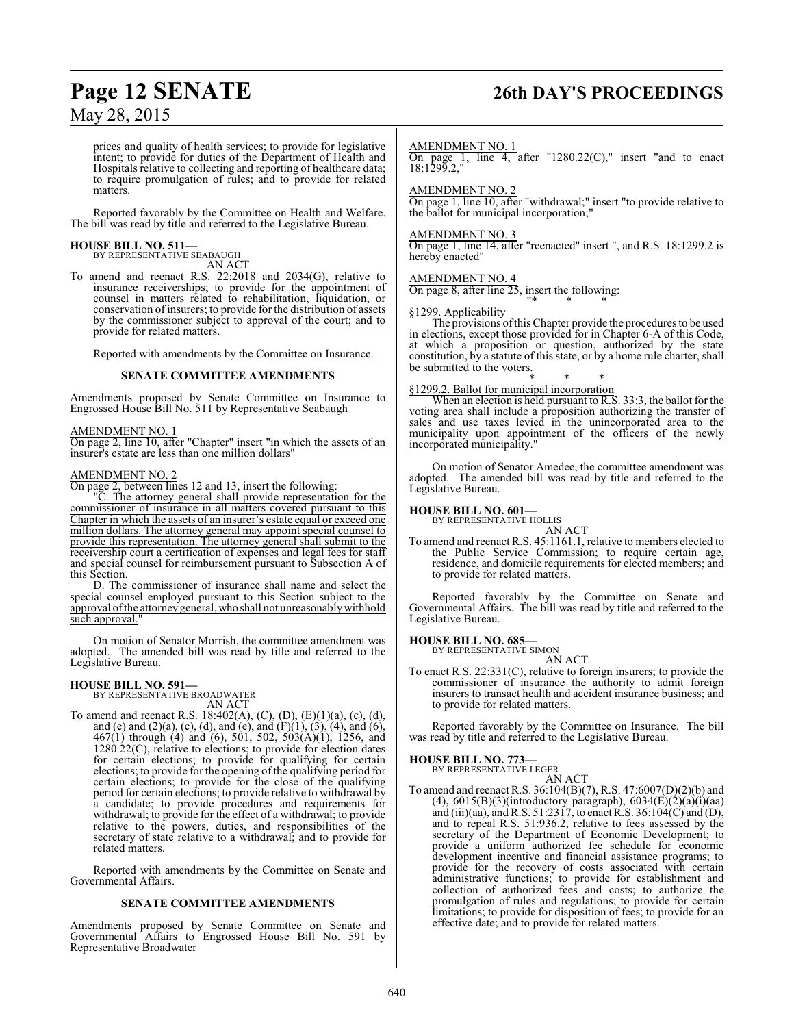prices and quality of health services; to provide for legislative intent; to provide for duties of the Department of Health and Hospitals relative to collecting and reporting of healthcare data; to require promulgation of rules; and to provide for related matters.

Reported favorably by the Committee on Health and Welfare. The bill was read by title and referred to the Legislative Bureau.

**HOUSE BILL NO. 511—**
BY REPRESENTATIVE SEABAUGH
AN ACT

To amend and reenact R.S. 22:2018 and 2034(G), relative to insurance receiverships; to provide for the appointment of counsel in matters related to rehabilitation, liquidation, or conservation of insurers; to provide for the distribution of assets by the commissioner subject to approval of the court; and to provide for related matters.

Reported with amendments by the Committee on Insurance.

**SENATE COMMITTEE AMENDMENTS**

Amendments proposed by Senate Committee on Insurance to Engrossed House Bill No. 511 by Representative Seabaugh

AMENDMENT NO. 1

On page 2, line 10, after "Chapter" insert "in which the assets of an insurer's estate are less than one million dollars"

AMENDMENT NO. 2

On page 2, between lines 12 and 13, insert the following:

"C. The attorney general shall provide representation for the commissioner of insurance in all matters covered pursuant to this Chapter in which the assets of an insurer's estate equal or exceed one million dollars. The attorney general may appoint special counsel to provide this representation. The attorney general shall submit to the receivership court a certification of expenses and legal fees for staff and special counsel for reimbursement pursuant to Subsection A of this Section.

D. The commissioner of insurance shall name and select the special counsel employed pursuant to this Section subject to the approval of the attorney general, who shall not unreasonably withhold such approval."

On motion of Senator Morrish, the committee amendment was adopted. The amended bill was read by title and referred to the Legislative Bureau.

**HOUSE BILL NO. 591—**
BY REPRESENTATIVE BROADWATER
AN ACT

To amend and reenact R.S. 18:402(A), (C), (D), (E)(1)(a), (c), (d), and (e) and (2)(a), (c), (d), and (e), and (F)(1), (3), (4), and (6), 467(1) through (4) and (6), 501, 502, 503(A)(1), 1256, and 1280.22(C), relative to elections; to provide for election dates for certain elections; to provide for qualifying for certain elections; to provide for the opening of the qualifying period for certain elections; to provide for the close of the qualifying period for certain elections; to provide relative to withdrawal by a candidate; to provide procedures and requirements for withdrawal; to provide for the effect of a withdrawal; to provide relative to the powers, duties, and responsibilities of the secretary of state relative to a withdrawal; and to provide for related matters.

Reported with amendments by the Committee on Senate and Governmental Affairs.

**SENATE COMMITTEE AMENDMENTS**

Amendments proposed by Senate Committee on Senate and Governmental Affairs to Engrossed House Bill No. 591 by Representative Broadwater

AMENDMENT NO. 1

On page 1, line 4, after "1280.22(C)," insert "and to enact 18:1299.2,"

AMENDMENT NO. 2

On page 1, line 10, after "withdrawal;" insert "to provide relative to the ballot for municipal incorporation;"

AMENDMENT NO. 3

On page 1, line 14, after "reenacted" insert ", and R.S. 18:1299.2 is hereby enacted"

AMENDMENT NO. 4

On page 8, after line 25, insert the following:

"* * *

§1299. Applicability

The provisions of this Chapter provide the procedures to be used in elections, except those provided for in Chapter 6-A of this Code, at which a proposition or question, authorized by the state constitution, by a statute of this state, or by a home rule charter, shall be submitted to the voters.

\* \* \*

§1299.2. Ballot for municipal incorporation

When an election is held pursuant to R.S. 33:3, the ballot for the voting area shall include a proposition authorizing the transfer of sales and use taxes levied in the unincorporated area to the municipality upon appointment of the officers of the newly incorporated municipality."

On motion of Senator Amedee, the committee amendment was adopted. The amended bill was read by title and referred to the Legislative Bureau.

**HOUSE BILL NO. 601—**
BY REPRESENTATIVE HOLLIS
AN ACT

To amend and reenact R.S. 45:1161.1, relative to members elected to the Public Service Commission; to require certain age, residence, and domicile requirements for elected members; and to provide for related matters.

Reported favorably by the Committee on Senate and Governmental Affairs. The bill was read by title and referred to the Legislative Bureau.

**HOUSE BILL NO. 685—**
BY REPRESENTATIVE SIMON
AN ACT

To enact R.S. 22:331(C), relative to foreign insurers; to provide the commissioner of insurance the authority to admit foreign insurers to transact health and accident insurance business; and to provide for related matters.

Reported favorably by the Committee on Insurance. The bill was read by title and referred to the Legislative Bureau.

**HOUSE BILL NO. 773—**
BY REPRESENTATIVE LEGER
AN ACT

To amend and reenact R.S. 36:104(B)(7), R.S. 47:6007(D)(2)(b) and (4), 6015(B)(3)(introductory paragraph), 6034(E)(2)(a)(i)(aa) and (iii)(aa), and R.S. 51:2317, to enact R.S. 36:104(C) and (D), and to repeal R.S. 51:936.2, relative to fees assessed by the secretary of the Department of Economic Development; to provide a uniform authorized fee schedule for economic development incentive and financial assistance programs; to provide for the recovery of costs associated with certain administrative functions; to provide for establishment and collection of authorized fees and costs; to authorize the promulgation of rules and regulations; to provide for certain limitations; to provide for disposition of fees; to provide for an effective date; and to provide for related matters.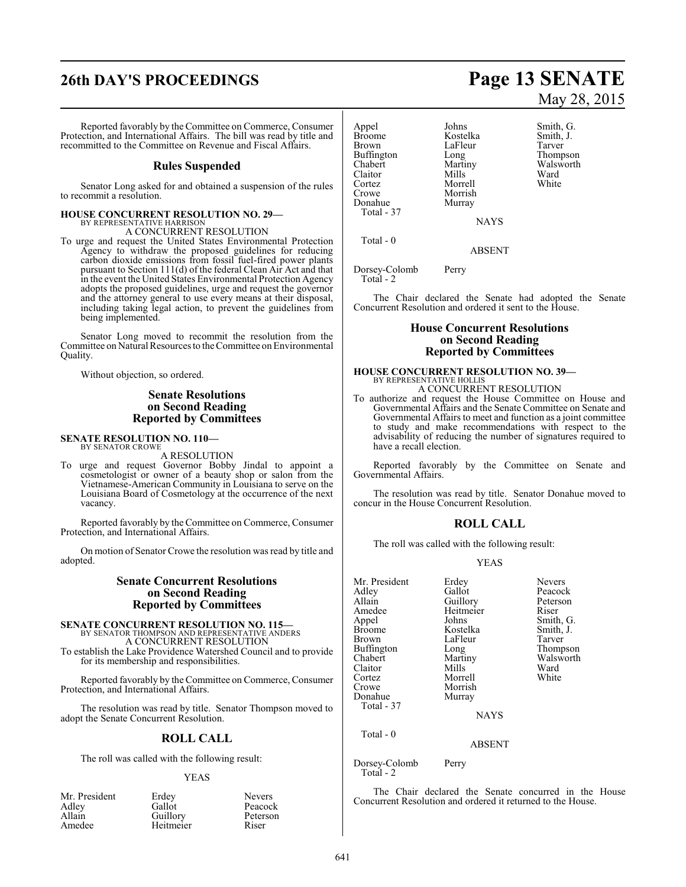Reported favorably by the Committee on Commerce, Consumer Protection, and International Affairs. The bill was read by title and recommitted to the Committee on Revenue and Fiscal Affairs.

## Rules Suspended

Senator Long asked for and obtained a suspension of the rules to recommit a resolution.

**HOUSE CONCURRENT RESOLUTION NO. 29—**
BY REPRESENTATIVE HARRISON

A CONCURRENT RESOLUTION

To urge and request the United States Environmental Protection Agency to withdraw the proposed guidelines for reducing carbon dioxide emissions from fossil fuel-fired power plants pursuant to Section 111(d) of the federal Clean Air Act and that in the event the United States Environmental Protection Agency adopts the proposed guidelines, urge and request the governor and the attorney general to use every means at their disposal, including taking legal action, to prevent the guidelines from being implemented.

Senator Long moved to recommit the resolution from the Committee on Natural Resources to the Committee on Environmental Quality.

Without objection, so ordered.

## Senate Resolutions on Second Reading Reported by Committees

**SENATE RESOLUTION NO. 110—**
BY SENATOR CROWE

A RESOLUTION

To urge and request Governor Bobby Jindal to appoint a cosmetologist or owner of a beauty shop or salon from the Vietnamese-American Community in Louisiana to serve on the Louisiana Board of Cosmetology at the occurrence of the next vacancy.

Reported favorably by the Committee on Commerce, Consumer Protection, and International Affairs.

On motion of Senator Crowe the resolution was read by title and adopted.

## Senate Concurrent Resolutions on Second Reading Reported by Committees

**SENATE CONCURRENT RESOLUTION NO. 115—**
BY SENATOR THOMPSON AND REPRESENTATIVE ANDERS

A CONCURRENT RESOLUTION

To establish the Lake Providence Watershed Council and to provide for its membership and responsibilities.

Reported favorably by the Committee on Commerce, Consumer Protection, and International Affairs.

The resolution was read by title. Senator Thompson moved to adopt the Senate Concurrent Resolution.

## ROLL CALL

The roll was called with the following result:

YEAS

| | | |
|---|---|---|
| Mr. President | Erdey | Nevers |
| Adley | Gallot | Peacock |
| Allain | Guillory | Peterson |
| Amedee | Heitmeier | Riser |
| Appel | Johns | Smith, G. |
| Broome | Kostelka | Smith, J. |
| Brown | LaFleur | Tarver |
| Buffington | Long | Thompson |
| Chabert | Martiny | Walsworth |
| Claitor | Mills | Ward |
| Cortez | Morrell | White |
| Crowe | Morrish | |
| Donahue | Murray | |

Total - 37

NAYS

Total - 0

ABSENT

Dorsey-Colomb Perry

Total - 2

The Chair declared the Senate had adopted the Senate Concurrent Resolution and ordered it sent to the House.

## House Concurrent Resolutions on Second Reading Reported by Committees

**HOUSE CONCURRENT RESOLUTION NO. 39—**
BY REPRESENTATIVE HOLLIS

A CONCURRENT RESOLUTION

To authorize and request the House Committee on House and Governmental Affairs and the Senate Committee on Senate and Governmental Affairs to meet and function as a joint committee to study and make recommendations with respect to the advisability of reducing the number of signatures required to have a recall election.

Reported favorably by the Committee on Senate and Governmental Affairs.

The resolution was read by title. Senator Donahue moved to concur in the House Concurrent Resolution.

## ROLL CALL

The roll was called with the following result:

YEAS

| | | |
|---|---|---|
| Mr. President | Erdey | Nevers |
| Adley | Gallot | Peacock |
| Allain | Guillory | Peterson |
| Amedee | Heitmeier | Riser |
| Appel | Johns | Smith, G. |
| Broome | Kostelka | Smith, J. |
| Brown | LaFleur | Tarver |
| Buffington | Long | Thompson |
| Chabert | Martiny | Walsworth |
| Claitor | Mills | Ward |
| Cortez | Morrell | White |
| Crowe | Morrish | |
| Donahue | Murray | |

Total - 37

NAYS

Total - 0

ABSENT

Dorsey-Colomb Perry

Total - 2

The Chair declared the Senate concurred in the House Concurrent Resolution and ordered it returned to the House.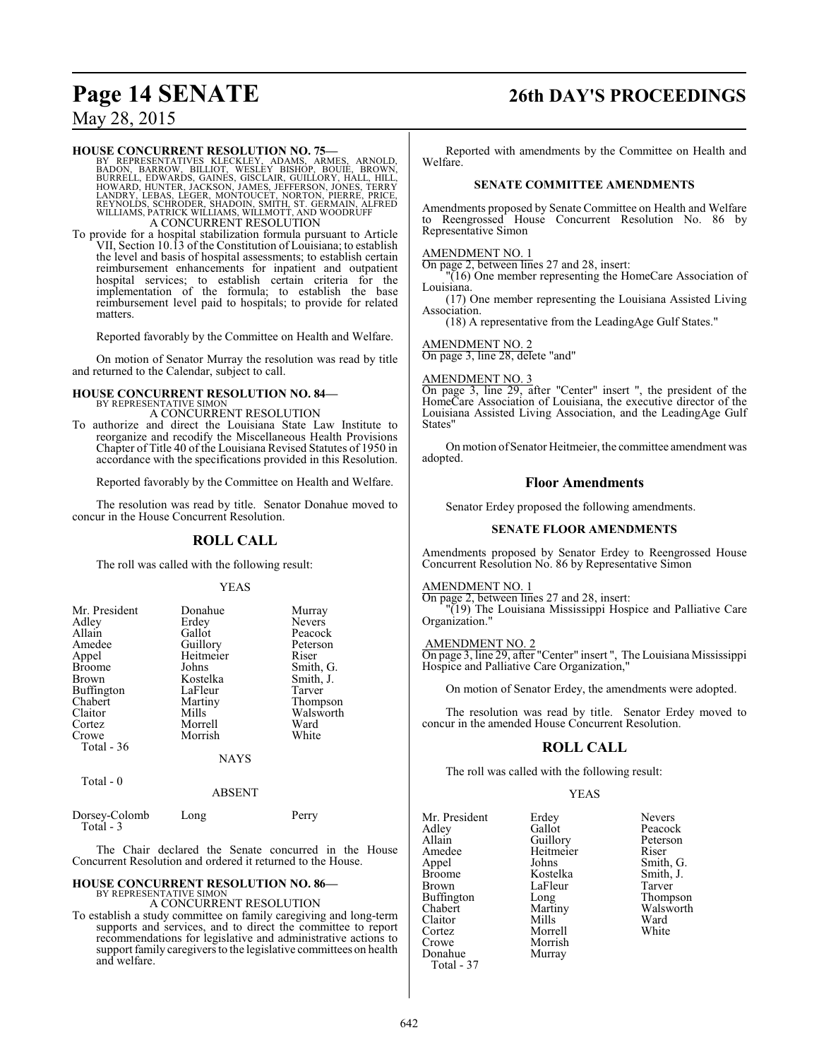**HOUSE CONCURRENT RESOLUTION NO. 75—**
BY REPRESENTATIVES KLECKLEY, ADAMS, ARMES, ARNOLD, BADON, BARROW, BILLIOT, WESLEY BISHOP, BOUIE, BROWN, BURRELL, EDWARDS, GAINES, GISCLAIR, GUILLORY, HALL, HILL, HOWARD, HUNTER, JACKSON, JAMES, JEFFERSON, JONES, TERRY LANDRY, LEBAS, LEGER, MONTOUCET, NORTON, PIERRE, PRICE, REYNOLDS, SCHRODER, SHADOIN, SMITH, ST. GERMAIN, ALFRED WILLIAMS, PATRICK WILLIAMS, WILLMOTT, AND WOODRUFF

A CONCURRENT RESOLUTION

To provide for a hospital stabilization formula pursuant to Article VII, Section 10.13 of the Constitution of Louisiana; to establish the level and basis of hospital assessments; to establish certain reimbursement enhancements for inpatient and outpatient hospital services; to establish certain criteria for the implementation of the formula; to establish the base reimbursement level paid to hospitals; to provide for related matters.

Reported favorably by the Committee on Health and Welfare.

On motion of Senator Murray the resolution was read by title and returned to the Calendar, subject to call.

**HOUSE CONCURRENT RESOLUTION NO. 84—**
BY REPRESENTATIVE SIMON

A CONCURRENT RESOLUTION

To authorize and direct the Louisiana State Law Institute to reorganize and recodify the Miscellaneous Health Provisions Chapter of Title 40 of the Louisiana Revised Statutes of 1950 in accordance with the specifications provided in this Resolution.

Reported favorably by the Committee on Health and Welfare.

The resolution was read by title. Senator Donahue moved to concur in the House Concurrent Resolution.

## ROLL CALL

The roll was called with the following result:

YEAS

| | | |
|---|---|---|
| Mr. President | Donahue | Murray |
| Adley | Erdey | Nevers |
| Allain | Gallot | Peacock |
| Amedee | Guillory | Peterson |
| Appel | Heitmeier | Riser |
| Broome | Johns | Smith, G. |
| Brown | Kostelka | Smith, J. |
| Buffington | LaFleur | Tarver |
| Chabert | Martiny | Thompson |
| Claitor | Mills | Walsworth |
| Cortez | Morrell | Ward |
| Crowe | Morrish | White |

Total - 36

NAYS

Total - 0

ABSENT

| | | |
|---|---|---|
| Dorsey-Colomb | Long | Perry |

Total - 3

The Chair declared the Senate concurred in the House Concurrent Resolution and ordered it returned to the House.

**HOUSE CONCURRENT RESOLUTION NO. 86—**
BY REPRESENTATIVE SIMON

A CONCURRENT RESOLUTION

To establish a study committee on family caregiving and long-term supports and services, and to direct the committee to report recommendations for legislative and administrative actions to support family caregivers to the legislative committees on health and welfare.

Reported with amendments by the Committee on Health and Welfare.

### SENATE COMMITTEE AMENDMENTS

Amendments proposed by Senate Committee on Health and Welfare to Reengrossed House Concurrent Resolution No. 86 by Representative Simon

AMENDMENT NO. 1
On page 2, between lines 27 and 28, insert:
"(16) One member representing the HomeCare Association of Louisiana.
(17) One member representing the Louisiana Assisted Living Association.
(18) A representative from the LeadingAge Gulf States."

AMENDMENT NO. 2
On page 3, line 28, delete "and"

AMENDMENT NO. 3
On page 3, line 29, after "Center" insert ", the president of the HomeCare Association of Louisiana, the executive director of the Louisiana Assisted Living Association, and the LeadingAge Gulf States"

On motion of Senator Heitmeier, the committee amendment was adopted.

## Floor Amendments

Senator Erdey proposed the following amendments.

### SENATE FLOOR AMENDMENTS

Amendments proposed by Senator Erdey to Reengrossed House Concurrent Resolution No. 86 by Representative Simon

AMENDMENT NO. 1
On page 2, between lines 27 and 28, insert:
"(19) The Louisiana Mississippi Hospice and Palliative Care Organization."

AMENDMENT NO. 2
On page 3, line 29, after "Center" insert ", The Louisiana Mississippi Hospice and Palliative Care Organization,"

On motion of Senator Erdey, the amendments were adopted.

The resolution was read by title. Senator Erdey moved to concur in the amended House Concurrent Resolution.

## ROLL CALL

The roll was called with the following result:

YEAS

| | | |
|---|---|---|
| Mr. President | Erdey | Nevers |
| Adley | Gallot | Peacock |
| Allain | Guillory | Peterson |
| Amedee | Heitmeier | Riser |
| Appel | Johns | Smith, G. |
| Broome | Kostelka | Smith, J. |
| Brown | LaFleur | Tarver |
| Buffington | Long | Thompson |
| Chabert | Martiny | Walsworth |
| Claitor | Mills | Ward |
| Cortez | Morrell | White |
| Crowe | Morrish | |
| Donahue | Murray | |

Total - 37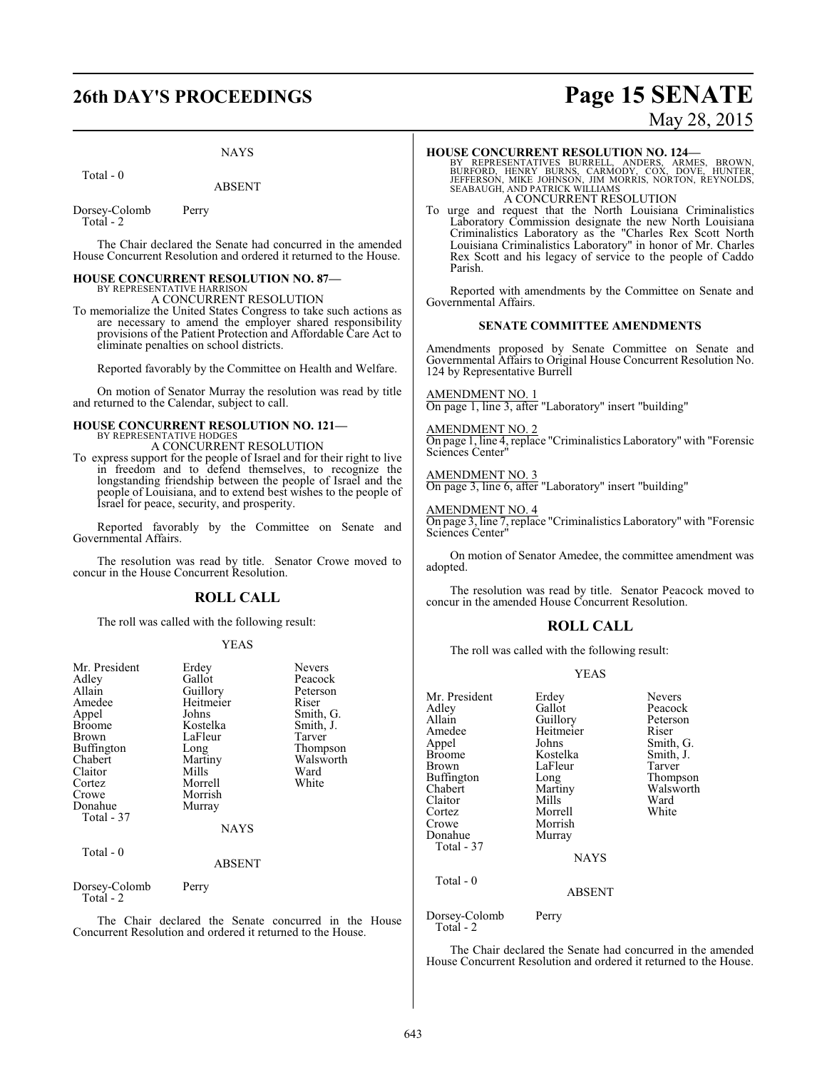NAYS

Total - 0

ABSENT

Dorsey-Colomb Perry
Total - 2

The Chair declared the Senate had concurred in the amended House Concurrent Resolution and ordered it returned to the House.

**HOUSE CONCURRENT RESOLUTION NO. 87—**
BY REPRESENTATIVE HARRISON
A CONCURRENT RESOLUTION

To memorialize the United States Congress to take such actions as are necessary to amend the employer shared responsibility provisions of the Patient Protection and Affordable Care Act to eliminate penalties on school districts.

Reported favorably by the Committee on Health and Welfare.

On motion of Senator Murray the resolution was read by title and returned to the Calendar, subject to call.

**HOUSE CONCURRENT RESOLUTION NO. 121—**
BY REPRESENTATIVE HODGES
A CONCURRENT RESOLUTION

To express support for the people of Israel and for their right to live in freedom and to defend themselves, to recognize the longstanding friendship between the people of Israel and the people of Louisiana, and to extend best wishes to the people of Israel for peace, security, and prosperity.

Reported favorably by the Committee on Senate and Governmental Affairs.

The resolution was read by title. Senator Crowe moved to concur in the House Concurrent Resolution.

## ROLL CALL

The roll was called with the following result:

YEAS

| | | |
|---|---|---|
| Mr. President | Erdey | Nevers |
| Adley | Gallot | Peacock |
| Allain | Guillory | Peterson |
| Amedee | Heitmeier | Riser |
| Appel | Johns | Smith, G. |
| Broome | Kostelka | Smith, J. |
| Brown | LaFleur | Tarver |
| Buffington | Long | Thompson |
| Chabert | Martiny | Walsworth |
| Claitor | Mills | Ward |
| Cortez | Morrell | White |
| Crowe | Morrish | |
| Donahue | Murray | |
| Total - 37 | | |

NAYS

Total - 0

ABSENT

Dorsey-Colomb Perry
Total - 2

The Chair declared the Senate concurred in the House Concurrent Resolution and ordered it returned to the House.

**HOUSE CONCURRENT RESOLUTION NO. 124—**
BY REPRESENTATIVES BURRELL, ANDERS, ARMES, BROWN, BURFORD, HENRY BURNS, CARMODY, COX, DOVE, HUNTER, JEFFERSON, MIKE JOHNSON, JIM MORRIS, NORTON, REYNOLDS, SEABAUGH, AND PATRICK WILLIAMS
A CONCURRENT RESOLUTION

To urge and request that the North Louisiana Criminalistics Laboratory Commission designate the new North Louisiana Criminalistics Laboratory as the "Charles Rex Scott North Louisiana Criminalistics Laboratory" in honor of Mr. Charles Rex Scott and his legacy of service to the people of Caddo Parish.

Reported with amendments by the Committee on Senate and Governmental Affairs.

### SENATE COMMITTEE AMENDMENTS

Amendments proposed by Senate Committee on Senate and Governmental Affairs to Original House Concurrent Resolution No. 124 by Representative Burrell

AMENDMENT NO. 1
On page 1, line 3, after "Laboratory" insert "building"

AMENDMENT NO. 2
On page 1, line 4, replace "Criminalistics Laboratory" with "Forensic Sciences Center"

AMENDMENT NO. 3
On page 3, line 6, after "Laboratory" insert "building"

AMENDMENT NO. 4
On page 3, line 7, replace "Criminalistics Laboratory" with "Forensic Sciences Center"

On motion of Senator Amedee, the committee amendment was adopted.

The resolution was read by title. Senator Peacock moved to concur in the amended House Concurrent Resolution.

## ROLL CALL

The roll was called with the following result:

YEAS

| | | |
|---|---|---|
| Mr. President | Erdey | Nevers |
| Adley | Gallot | Peacock |
| Allain | Guillory | Peterson |
| Amedee | Heitmeier | Riser |
| Appel | Johns | Smith, G. |
| Broome | Kostelka | Smith, J. |
| Brown | LaFleur | Tarver |
| Buffington | Long | Thompson |
| Chabert | Martiny | Walsworth |
| Claitor | Mills | Ward |
| Cortez | Morrell | White |
| Crowe | Morrish | |
| Donahue | Murray | |
| Total - 37 | | |

NAYS

Total - 0

ABSENT

Dorsey-Colomb Perry
Total - 2

The Chair declared the Senate had concurred in the amended House Concurrent Resolution and ordered it returned to the House.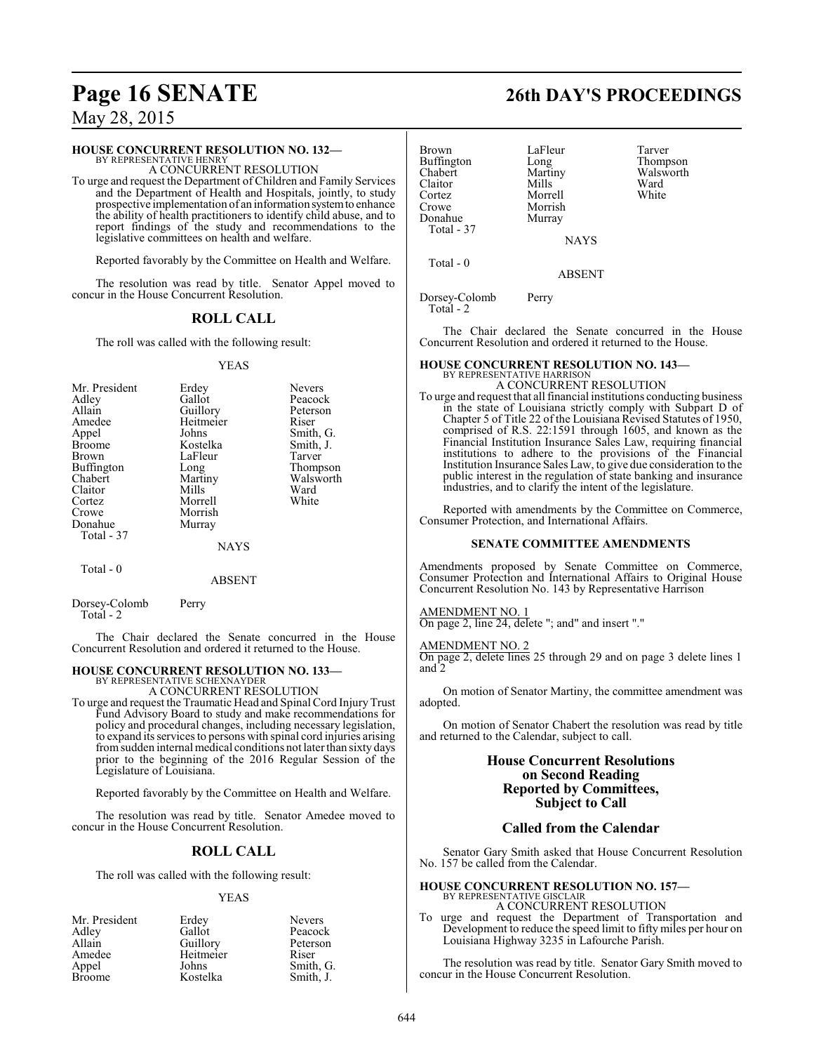**HOUSE CONCURRENT RESOLUTION NO. 132—**
BY REPRESENTATIVE HENRY
A CONCURRENT RESOLUTION

To urge and request the Department of Children and Family Services and the Department of Health and Hospitals, jointly, to study prospective implementation of an information system to enhance the ability of health practitioners to identify child abuse, and to report findings of the study and recommendations to the legislative committees on health and welfare.

Reported favorably by the Committee on Health and Welfare.

The resolution was read by title. Senator Appel moved to concur in the House Concurrent Resolution.

## ROLL CALL

The roll was called with the following result:

YEAS

| | | |
|---|---|---|
| Mr. President | Erdey | Nevers |
| Adley | Gallot | Peacock |
| Allain | Guillory | Peterson |
| Amedee | Heitmeier | Riser |
| Appel | Johns | Smith, G. |
| Broome | Kostelka | Smith, J. |
| Brown | LaFleur | Tarver |
| Buffington | Long | Thompson |
| Chabert | Martiny | Walsworth |
| Claitor | Mills | Ward |
| Cortez | Morrell | White |
| Crowe | Morrish | |
| Donahue | Murray | |

Total - 37

NAYS

Total - 0

ABSENT

Dorsey-Colomb Perry
Total - 2

The Chair declared the Senate concurred in the House Concurrent Resolution and ordered it returned to the House.

**HOUSE CONCURRENT RESOLUTION NO. 133—**
BY REPRESENTATIVE SCHEXNAYDER
A CONCURRENT RESOLUTION

To urge and request the Traumatic Head and Spinal Cord Injury Trust Fund Advisory Board to study and make recommendations for policy and procedural changes, including necessary legislation, to expand its services to persons with spinal cord injuries arising from sudden internal medical conditions not later than sixty days prior to the beginning of the 2016 Regular Session of the Legislature of Louisiana.

Reported favorably by the Committee on Health and Welfare.

The resolution was read by title. Senator Amedee moved to concur in the House Concurrent Resolution.

## ROLL CALL

The roll was called with the following result:

YEAS

| | | |
|---|---|---|
| Mr. President | Erdey | Nevers |
| Adley | Gallot | Peacock |
| Allain | Guillory | Peterson |
| Amedee | Heitmeier | Riser |
| Appel | Johns | Smith, G. |
| Broome | Kostelka | Smith, J. |
| Brown | LaFleur | Tarver |
| Buffington | Long | Thompson |
| Chabert | Martiny | Walsworth |
| Claitor | Mills | Ward |
| Cortez | Morrell | White |
| Crowe | Morrish | |
| Donahue | Murray | |

Total - 37

NAYS

Total - 0

ABSENT

Dorsey-Colomb Perry
Total - 2

The Chair declared the Senate concurred in the House Concurrent Resolution and ordered it returned to the House.

**HOUSE CONCURRENT RESOLUTION NO. 143—**
BY REPRESENTATIVE HARRISON
A CONCURRENT RESOLUTION

To urge and request that all financial institutions conducting business in the state of Louisiana strictly comply with Subpart D of Chapter 5 of Title 22 of the Louisiana Revised Statutes of 1950, comprised of R.S. 22:1591 through 1605, and known as the Financial Institution Insurance Sales Law, requiring financial institutions to adhere to the provisions of the Financial Institution Insurance Sales Law, to give due consideration to the public interest in the regulation of state banking and insurance industries, and to clarify the intent of the legislature.

Reported with amendments by the Committee on Commerce, Consumer Protection, and International Affairs.

### SENATE COMMITTEE AMENDMENTS

Amendments proposed by Senate Committee on Commerce, Consumer Protection and International Affairs to Original House Concurrent Resolution No. 143 by Representative Harrison

AMENDMENT NO. 1
On page 2, line 24, delete "; and" and insert "."

AMENDMENT NO. 2
On page 2, delete lines 25 through 29 and on page 3 delete lines 1 and 2

On motion of Senator Martiny, the committee amendment was adopted.

On motion of Senator Chabert the resolution was read by title and returned to the Calendar, subject to call.

## House Concurrent Resolutions on Second Reading Reported by Committees, Subject to Call

## Called from the Calendar

Senator Gary Smith asked that House Concurrent Resolution No. 157 be called from the Calendar.

**HOUSE CONCURRENT RESOLUTION NO. 157—**
BY REPRESENTATIVE GISCLAIR
A CONCURRENT RESOLUTION

To urge and request the Department of Transportation and Development to reduce the speed limit to fifty miles per hour on Louisiana Highway 3235 in Lafourche Parish.

The resolution was read by title. Senator Gary Smith moved to concur in the House Concurrent Resolution.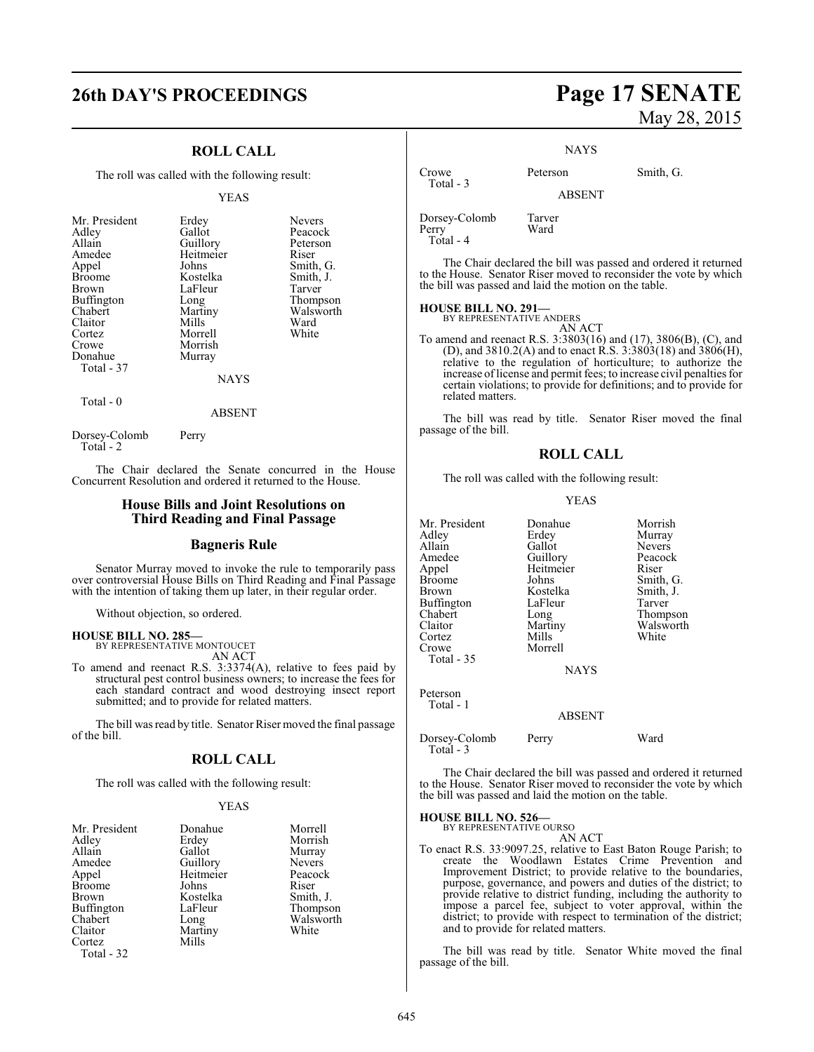## ROLL CALL

The roll was called with the following result:

YEAS

| | | |
|---|---|---|
| Mr. President | Erdey | Nevers |
| Adley | Gallot | Peacock |
| Allain | Guillory | Peterson |
| Amedee | Heitmeier | Riser |
| Appel | Johns | Smith, G. |
| Broome | Kostelka | Smith, J. |
| Brown | LaFleur | Tarver |
| Buffington | Long | Thompson |
| Chabert | Martiny | Walsworth |
| Claitor | Mills | Ward |
| Cortez | Morrell | White |
| Crowe | Morrish | |
| Donahue | Murray | |
| Total - 37 | | |

NAYS

Total - 0

ABSENT

Dorsey-Colomb Perry
Total - 2

The Chair declared the Senate concurred in the House Concurrent Resolution and ordered it returned to the House.

## House Bills and Joint Resolutions on Third Reading and Final Passage

## Bagneris Rule

Senator Murray moved to invoke the rule to temporarily pass over controversial House Bills on Third Reading and Final Passage with the intention of taking them up later, in their regular order.

Without objection, so ordered.

**HOUSE BILL NO. 285—**
BY REPRESENTATIVE MONTOUCET
AN ACT

To amend and reenact R.S. 3:3374(A), relative to fees paid by structural pest control business owners; to increase the fees for each standard contract and wood destroying insect report submitted; and to provide for related matters.

The bill was read by title. Senator Riser moved the final passage of the bill.

## ROLL CALL

The roll was called with the following result:

YEAS

| | | |
|---|---|---|
| Mr. President | Donahue | Morrell |
| Adley | Erdey | Morrish |
| Allain | Gallot | Murray |
| Amedee | Guillory | Nevers |
| Appel | Heitmeier | Peacock |
| Broome | Johns | Riser |
| Brown | Kostelka | Smith, J. |
| Buffington | LaFleur | Thompson |
| Chabert | Long | Walsworth |
| Claitor | Martiny | White |
| Cortez | Mills | |
| Total - 32 | | |

NAYS

Crowe Peterson Smith, G.
Total - 3

ABSENT

Dorsey-Colomb Tarver
Perry Ward
Total - 4

The Chair declared the bill was passed and ordered it returned to the House. Senator Riser moved to reconsider the vote by which the bill was passed and laid the motion on the table.

**HOUSE BILL NO. 291—**
BY REPRESENTATIVE ANDERS
AN ACT

To amend and reenact R.S. 3:3803(16) and (17), 3806(B), (C), and (D), and 3810.2(A) and to enact R.S. 3:3803(18) and 3806(H), relative to the regulation of horticulture; to authorize the increase of license and permit fees; to increase civil penalties for certain violations; to provide for definitions; and to provide for related matters.

The bill was read by title. Senator Riser moved the final passage of the bill.

## ROLL CALL

The roll was called with the following result:

YEAS

| | | |
|---|---|---|
| Mr. President | Donahue | Morrish |
| Adley | Erdey | Murray |
| Allain | Gallot | Nevers |
| Amedee | Guillory | Peacock |
| Appel | Heitmeier | Riser |
| Broome | Johns | Smith, G. |
| Brown | Kostelka | Smith, J. |
| Buffington | LaFleur | Tarver |
| Chabert | Long | Thompson |
| Claitor | Martiny | Walsworth |
| Cortez | Mills | White |
| Crowe | Morrell | |
| Total - 35 | | |

NAYS

Peterson
Total - 1

ABSENT

Dorsey-Colomb Perry Ward
Total - 3

The Chair declared the bill was passed and ordered it returned to the House. Senator Riser moved to reconsider the vote by which the bill was passed and laid the motion on the table.

**HOUSE BILL NO. 526—**
BY REPRESENTATIVE OURSO
AN ACT

To enact R.S. 33:9097.25, relative to East Baton Rouge Parish; to create the Woodlawn Estates Crime Prevention and Improvement District; to provide relative to the boundaries, purpose, governance, and powers and duties of the district; to provide relative to district funding, including the authority to impose a parcel fee, subject to voter approval, within the district; to provide with respect to termination of the district; and to provide for related matters.

The bill was read by title. Senator White moved the final passage of the bill.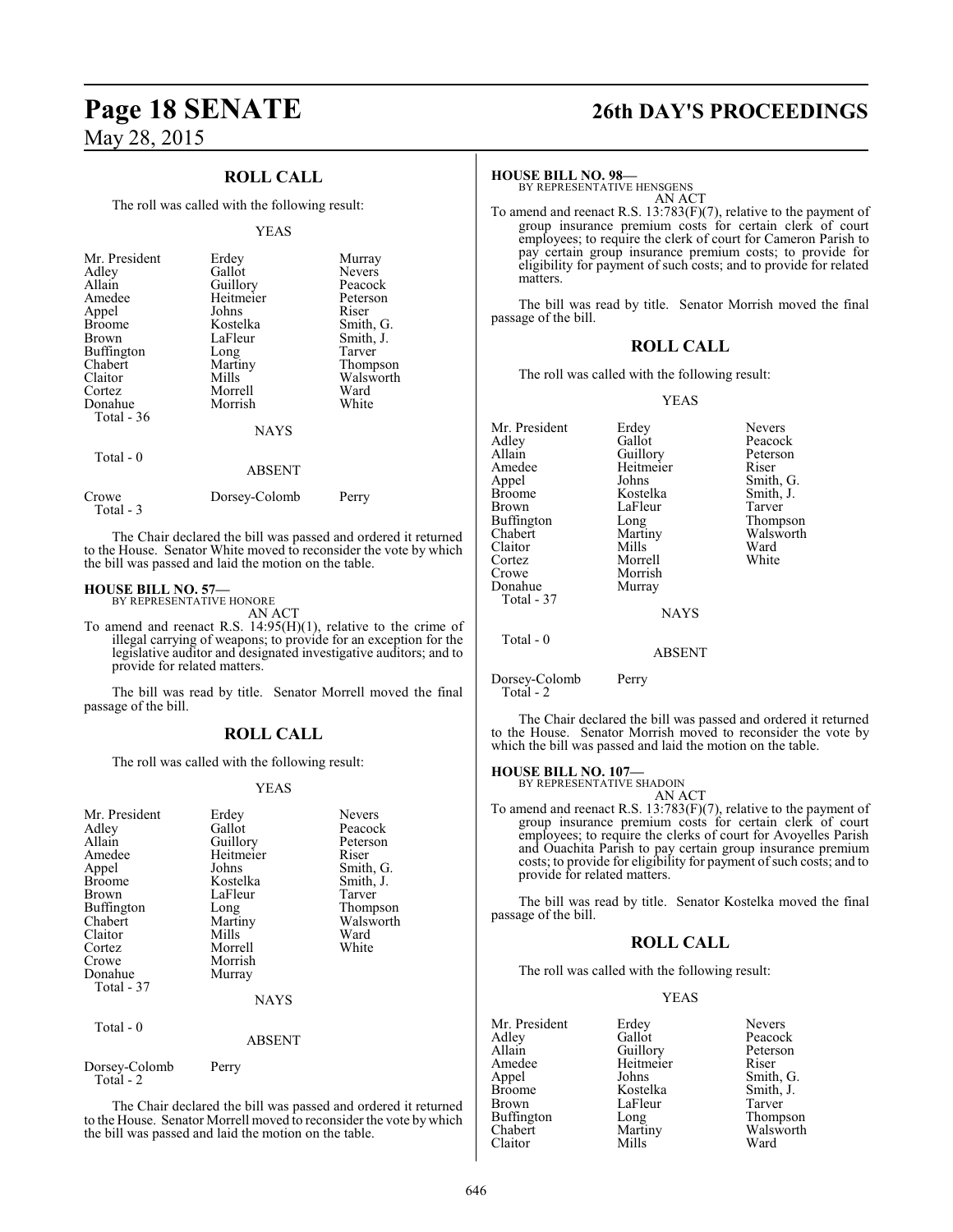## ROLL CALL

The roll was called with the following result:

YEAS

| | | |
|---|---|---|
| Mr. President | Erdey | Murray |
| Adley | Gallot | Nevers |
| Allain | Guillory | Peacock |
| Amedee | Heitmeier | Peterson |
| Appel | Johns | Riser |
| Broome | Kostelka | Smith, G. |
| Brown | LaFleur | Smith, J. |
| Buffington | Long | Tarver |
| Chabert | Martiny | Thompson |
| Claitor | Mills | Walsworth |
| Cortez | Morrell | Ward |
| Donahue | Morrish | White |

Total - 36

NAYS

Total - 0

ABSENT

| | | |
|---|---|---|
| Crowe | Dorsey-Colomb | Perry |

Total - 3

The Chair declared the bill was passed and ordered it returned to the House. Senator White moved to reconsider the vote by which the bill was passed and laid the motion on the table.

**HOUSE BILL NO. 57—**
BY REPRESENTATIVE HONORE
AN ACT

To amend and reenact R.S. 14:95(H)(1), relative to the crime of illegal carrying of weapons; to provide for an exception for the legislative auditor and designated investigative auditors; and to provide for related matters.

The bill was read by title. Senator Morrell moved the final passage of the bill.

## ROLL CALL

The roll was called with the following result:

YEAS

| | | |
|---|---|---|
| Mr. President | Erdey | Nevers |
| Adley | Gallot | Peacock |
| Allain | Guillory | Peterson |
| Amedee | Heitmeier | Riser |
| Appel | Johns | Smith, G. |
| Broome | Kostelka | Smith, J. |
| Brown | LaFleur | Tarver |
| Buffington | Long | Thompson |
| Chabert | Martiny | Walsworth |
| Claitor | Mills | Ward |
| Cortez | Morrell | White |
| Crowe | Morrish | |
| Donahue | Murray | |

Total - 37

NAYS

Total - 0

ABSENT

| | |
|---|---|
| Dorsey-Colomb | Perry |

Total - 2

The Chair declared the bill was passed and ordered it returned to the House. Senator Morrell moved to reconsider the vote by which the bill was passed and laid the motion on the table.

**HOUSE BILL NO. 98—**
BY REPRESENTATIVE HENSGENS
AN ACT

To amend and reenact R.S. 13:783(F)(7), relative to the payment of group insurance premium costs for certain clerk of court employees; to require the clerk of court for Cameron Parish to pay certain group insurance premium costs; to provide for eligibility for payment of such costs; and to provide for related matters.

The bill was read by title. Senator Morrish moved the final passage of the bill.

## ROLL CALL

The roll was called with the following result:

YEAS

| | | |
|---|---|---|
| Mr. President | Erdey | Nevers |
| Adley | Gallot | Peacock |
| Allain | Guillory | Peterson |
| Amedee | Heitmeier | Riser |
| Appel | Johns | Smith, G. |
| Broome | Kostelka | Smith, J. |
| Brown | LaFleur | Tarver |
| Buffington | Long | Thompson |
| Chabert | Martiny | Walsworth |
| Claitor | Mills | Ward |
| Cortez | Morrell | White |
| Crowe | Morrish | |
| Donahue | Murray | |

Total - 37

NAYS

Total - 0

ABSENT

| | |
|---|---|
| Dorsey-Colomb | Perry |

Total - 2

The Chair declared the bill was passed and ordered it returned to the House. Senator Morrish moved to reconsider the vote by which the bill was passed and laid the motion on the table.

**HOUSE BILL NO. 107—**
BY REPRESENTATIVE SHADOIN
AN ACT

To amend and reenact R.S. 13:783(F)(7), relative to the payment of group insurance premium costs for certain clerk of court employees; to require the clerks of court for Avoyelles Parish and Ouachita Parish to pay certain group insurance premium costs; to provide for eligibility for payment of such costs; and to provide for related matters.

The bill was read by title. Senator Kostelka moved the final passage of the bill.

## ROLL CALL

The roll was called with the following result:

YEAS

| | | |
|---|---|---|
| Mr. President | Erdey | Nevers |
| Adley | Gallot | Peacock |
| Allain | Guillory | Peterson |
| Amedee | Heitmeier | Riser |
| Appel | Johns | Smith, G. |
| Broome | Kostelka | Smith, J. |
| Brown | LaFleur | Tarver |
| Buffington | Long | Thompson |
| Chabert | Martiny | Walsworth |
| Claitor | Mills | Ward |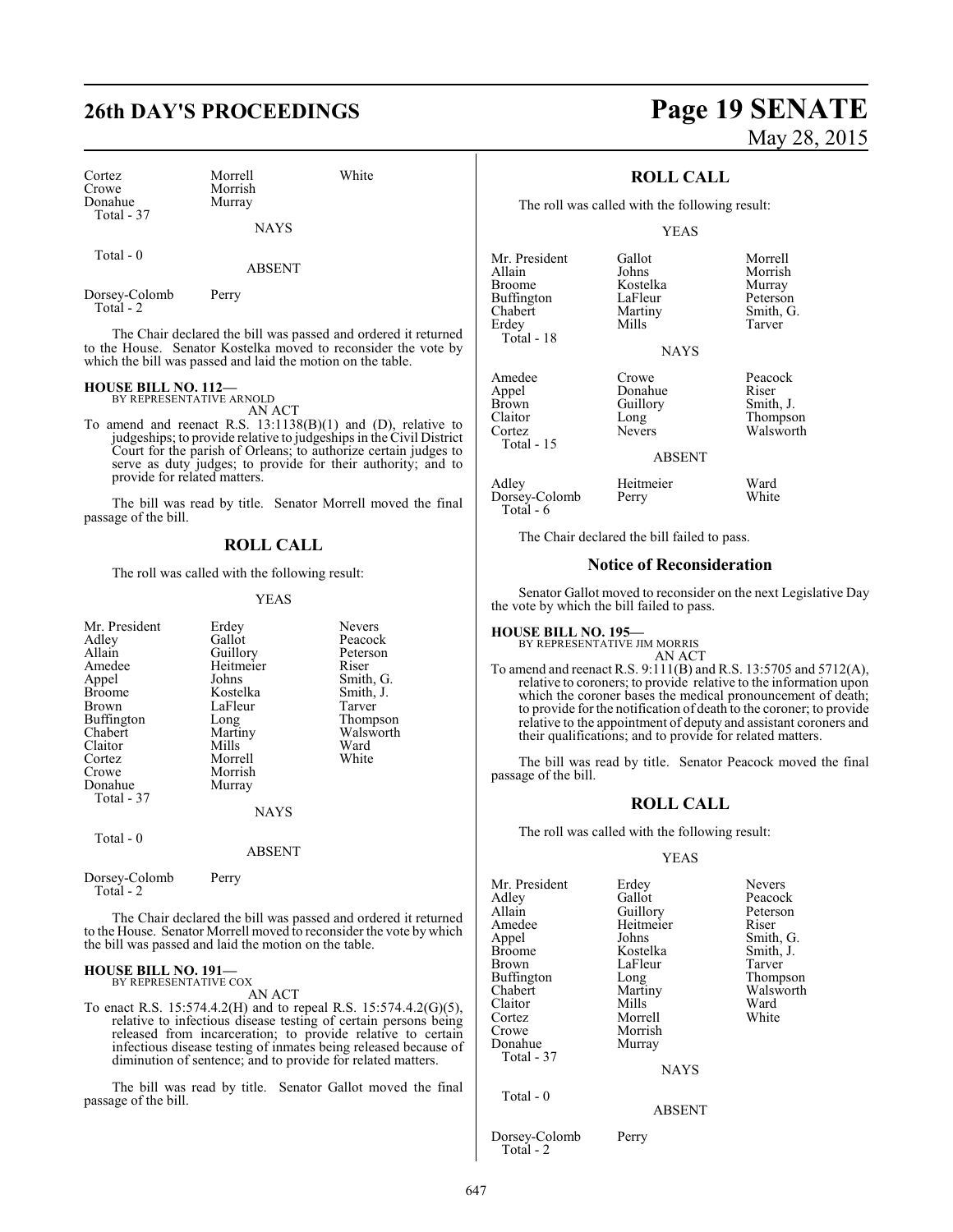| Cortez | Morrell | White |
|---|---|---|
| Crowe | Morrish | |
| Donahue | Murray | |
| Total - 37 | | |

NAYS

Total - 0

ABSENT

| Dorsey-Colomb | Perry |
|---|---|
| Total - 2 | |

The Chair declared the bill was passed and ordered it returned to the House. Senator Kostelka moved to reconsider the vote by which the bill was passed and laid the motion on the table.

**HOUSE BILL NO. 112—**
BY REPRESENTATIVE ARNOLD

AN ACT

To amend and reenact R.S. 13:1138(B)(1) and (D), relative to judgeships; to provide relative to judgeships in the Civil District Court for the parish of Orleans; to authorize certain judges to serve as duty judges; to provide for their authority; and to provide for related matters.

The bill was read by title. Senator Morrell moved the final passage of the bill.

## ROLL CALL

The roll was called with the following result:

YEAS

| Mr. President | Erdey | Nevers |
|---|---|---|
| Adley | Gallot | Peacock |
| Allain | Guillory | Peterson |
| Amedee | Heitmeier | Riser |
| Appel | Johns | Smith, G. |
| Broome | Kostelka | Smith, J. |
| Brown | LaFleur | Tarver |
| Buffington | Long | Thompson |
| Chabert | Martiny | Walsworth |
| Claitor | Mills | Ward |
| Cortez | Morrell | White |
| Crowe | Morrish | |
| Donahue | Murray | |
| Total - 37 | | |

NAYS

Total - 0

ABSENT

| Dorsey-Colomb | Perry |
|---|---|
| Total - 2 | |

The Chair declared the bill was passed and ordered it returned to the House. Senator Morrell moved to reconsider the vote by which the bill was passed and laid the motion on the table.

**HOUSE BILL NO. 191—**
BY REPRESENTATIVE COX

AN ACT

To enact R.S. 15:574.4.2(H) and to repeal R.S. 15:574.4.2(G)(5), relative to infectious disease testing of certain persons being released from incarceration; to provide relative to certain infectious disease testing of inmates being released because of diminution of sentence; and to provide for related matters.

The bill was read by title. Senator Gallot moved the final passage of the bill.

## ROLL CALL

The roll was called with the following result:

YEAS

| Mr. President | Gallot | Morrell |
|---|---|---|
| Allain | Johns | Morrish |
| Broome | Kostelka | Murray |
| Buffington | LaFleur | Peterson |
| Chabert | Martiny | Smith, G. |
| Erdey | Mills | Tarver |
| Total - 18 | | |

NAYS

| Amedee | Crowe | Peacock |
|---|---|---|
| Appel | Donahue | Riser |
| Brown | Guillory | Smith, J. |
| Claitor | Long | Thompson |
| Cortez | Nevers | Walsworth |
| Total - 15 | | |

ABSENT

| Adley | Heitmeier | Ward |
|---|---|---|
| Dorsey-Colomb | Perry | White |
| Total - 6 | | |

The Chair declared the bill failed to pass.

## Notice of Reconsideration

Senator Gallot moved to reconsider on the next Legislative Day the vote by which the bill failed to pass.

**HOUSE BILL NO. 195—**
BY REPRESENTATIVE JIM MORRIS

AN ACT

To amend and reenact R.S. 9:111(B) and R.S. 13:5705 and 5712(A), relative to coroners; to provide relative to the information upon which the coroner bases the medical pronouncement of death; to provide for the notification of death to the coroner; to provide relative to the appointment of deputy and assistant coroners and their qualifications; and to provide for related matters.

The bill was read by title. Senator Peacock moved the final passage of the bill.

## ROLL CALL

The roll was called with the following result:

YEAS

| Mr. President | Erdey | Nevers |
|---|---|---|
| Adley | Gallot | Peacock |
| Allain | Guillory | Peterson |
| Amedee | Heitmeier | Riser |
| Appel | Johns | Smith, G. |
| Broome | Kostelka | Smith, J. |
| Brown | LaFleur | Tarver |
| Buffington | Long | Thompson |
| Chabert | Martiny | Walsworth |
| Claitor | Mills | Ward |
| Cortez | Morrell | White |
| Crowe | Morrish | |
| Donahue | Murray | |
| Total - 37 | | |

NAYS

Total - 0

ABSENT

| Dorsey-Colomb | Perry |
|---|---|
| Total - 2 | |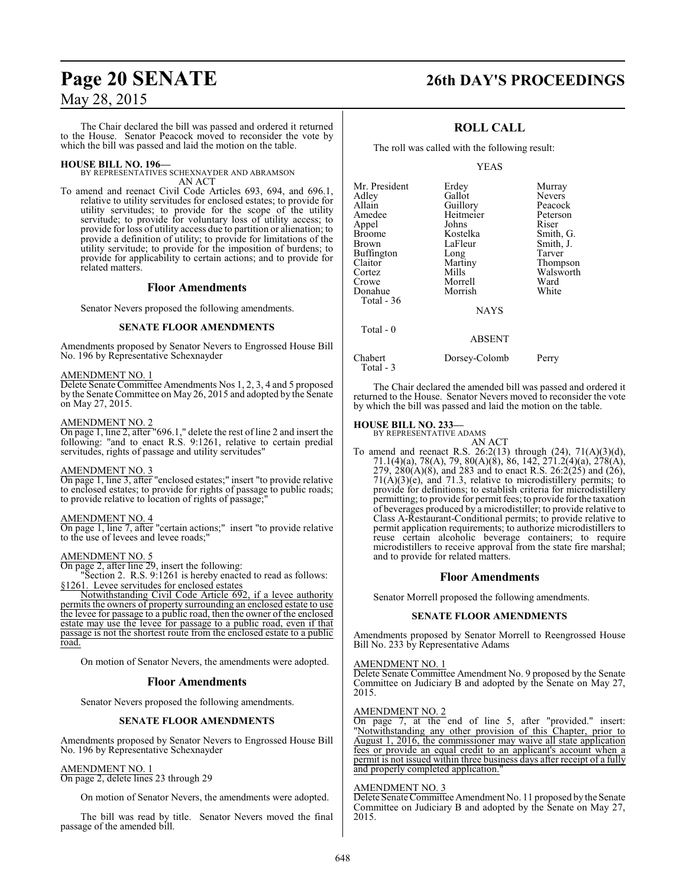The Chair declared the bill was passed and ordered it returned to the House. Senator Peacock moved to reconsider the vote by which the bill was passed and laid the motion on the table.

**HOUSE BILL NO. 196—**
BY REPRESENTATIVES SCHEXNAYDER AND ABRAMSON
AN ACT

To amend and reenact Civil Code Articles 693, 694, and 696.1, relative to utility servitudes for enclosed estates; to provide for utility servitudes; to provide for the scope of the utility servitude; to provide for voluntary loss of utility access; to provide for loss of utility access due to partition or alienation; to provide a definition of utility; to provide for limitations of the utility servitude; to provide for the imposition of burdens; to provide for applicability to certain actions; and to provide for related matters.

## Floor Amendments

Senator Nevers proposed the following amendments.

### SENATE FLOOR AMENDMENTS

Amendments proposed by Senator Nevers to Engrossed House Bill No. 196 by Representative Schexnayder

AMENDMENT NO. 1
Delete Senate Committee Amendments Nos 1, 2, 3, 4 and 5 proposed by the Senate Committee on May 26, 2015 and adopted by the Senate on May 27, 2015.

AMENDMENT NO. 2
On page 1, line 2, after "696.1," delete the rest of line 2 and insert the following: "and to enact R.S. 9:1261, relative to certain predial servitudes, rights of passage and utility servitudes"

AMENDMENT NO. 3
On page 1, line 3, after "enclosed estates;" insert "to provide relative to enclosed estates; to provide for rights of passage to public roads; to provide relative to location of rights of passage;"

AMENDMENT NO. 4
On page 1, line 7, after "certain actions;" insert "to provide relative to the use of levees and levee roads;"

AMENDMENT NO. 5
On page 2, after line 29, insert the following:

"Section 2. R.S. 9:1261 is hereby enacted to read as follows:
§1261. Levee servitudes for enclosed estates

Notwithstanding Civil Code Article 692, if a levee authority permits the owners of property surrounding an enclosed estate to use the levee for passage to a public road, then the owner of the enclosed estate may use the levee for passage to a public road, even if that passage is not the shortest route from the enclosed estate to a public road.

On motion of Senator Nevers, the amendments were adopted.

## Floor Amendments

Senator Nevers proposed the following amendments.

### SENATE FLOOR AMENDMENTS

Amendments proposed by Senator Nevers to Engrossed House Bill No. 196 by Representative Schexnayder

AMENDMENT NO. 1
On page 2, delete lines 23 through 29

On motion of Senator Nevers, the amendments were adopted.

The bill was read by title. Senator Nevers moved the final passage of the amended bill.

## ROLL CALL

The roll was called with the following result:

YEAS

| | | |
|---|---|---|
| Mr. President | Erdey | Murray |
| Adley | Gallot | Nevers |
| Allain | Guillory | Peacock |
| Amedee | Heitmeier | Peterson |
| Appel | Johns | Riser |
| Broome | Kostelka | Smith, G. |
| Brown | LaFleur | Smith, J. |
| Buffington | Long | Tarver |
| Claitor | Martiny | Thompson |
| Cortez | Mills | Walsworth |
| Crowe | Morrell | Ward |
| Donahue | Morrish | White |

Total - 36

NAYS

Total - 0

ABSENT

| | | |
|---|---|---|
| Chabert | Dorsey-Colomb | Perry |

Total - 3

The Chair declared the amended bill was passed and ordered it returned to the House. Senator Nevers moved to reconsider the vote by which the bill was passed and laid the motion on the table.

**HOUSE BILL NO. 233—**
BY REPRESENTATIVE ADAMS
AN ACT

To amend and reenact R.S. 26:2(13) through (24), 71(A)(3)(d), 71.1(4)(a), 78(A), 79, 80(A)(8), 86, 142, 271.2(4)(a), 278(A), 279, 280(A)(8), and 283 and to enact R.S. 26:2(25) and (26), 71(A)(3)(e), and 71.3, relative to microdistillery permits; to provide for definitions; to establish criteria for microdistillery permitting; to provide for permit fees; to provide for the taxation of beverages produced by a microdistiller; to provide relative to Class A-Restaurant-Conditional permits; to provide relative to permit application requirements; to authorize microdistillers to reuse certain alcoholic beverage containers; to require microdistillers to receive approval from the state fire marshal; and to provide for related matters.

## Floor Amendments

Senator Morrell proposed the following amendments.

### SENATE FLOOR AMENDMENTS

Amendments proposed by Senator Morrell to Reengrossed House Bill No. 233 by Representative Adams

AMENDMENT NO. 1
Delete Senate Committee Amendment No. 9 proposed by the Senate Committee on Judiciary B and adopted by the Senate on May 27, 2015.

AMENDMENT NO. 2
On page 7, at the end of line 5, after "provided." insert: "Notwithstanding any other provision of this Chapter, prior to August 1, 2016, the commissioner may waive all state application fees or provide an equal credit to an applicant's account when a permit is not issued within three business days after receipt of a fully and properly completed application."

AMENDMENT NO. 3
Delete Senate Committee Amendment No. 11 proposed by the Senate Committee on Judiciary B and adopted by the Senate on May 27, 2015.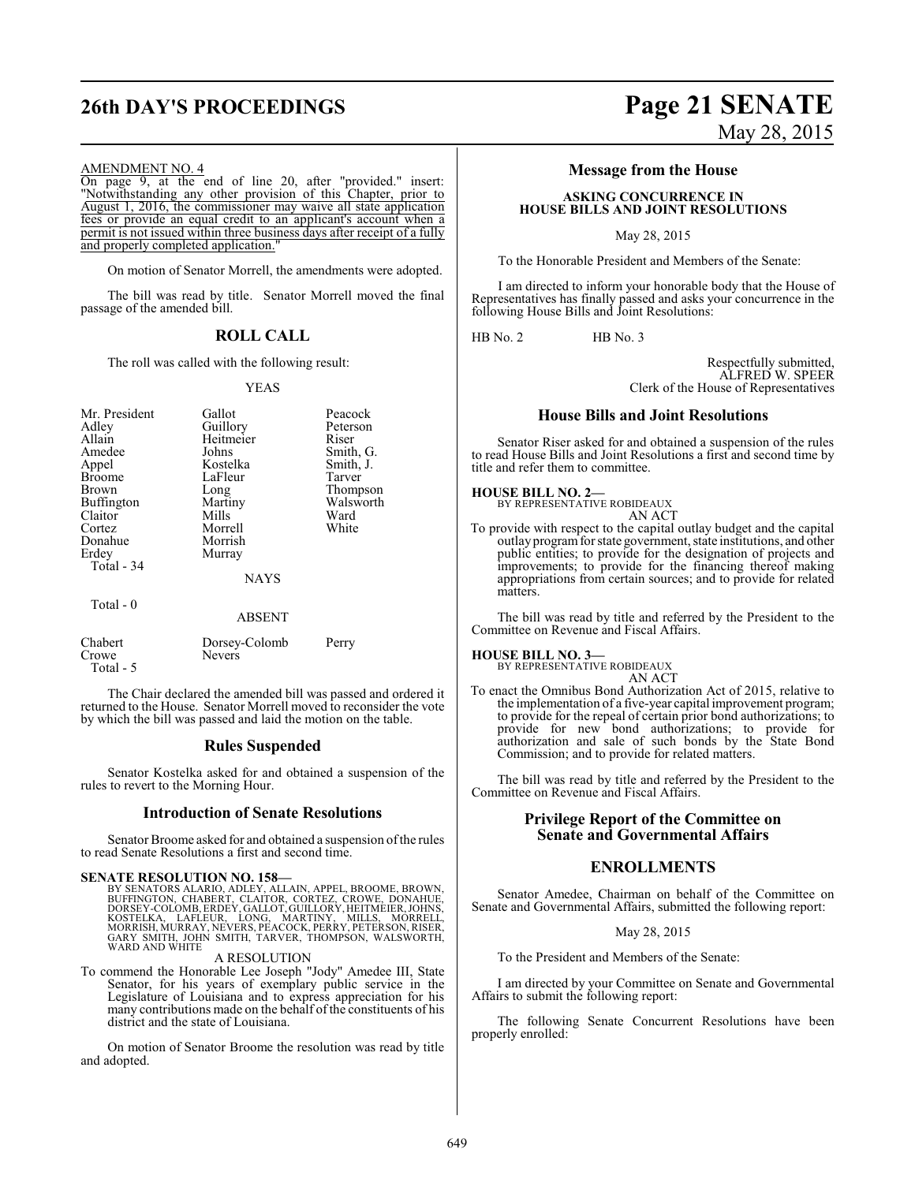AMENDMENT NO. 4

On page 9, at the end of line 20, after "provided." insert: "Notwithstanding any other provision of this Chapter, prior to August 1, 2016, the commissioner may waive all state application fees or provide an equal credit to an applicant's account when a permit is not issued within three business days after receipt of a fully and properly completed application."

On motion of Senator Morrell, the amendments were adopted.

The bill was read by title. Senator Morrell moved the final passage of the amended bill.

## ROLL CALL

The roll was called with the following result:

YEAS

| | | |
|---|---|---|
| Mr. President | Gallot | Peacock |
| Adley | Guillory | Peterson |
| Allain | Heitmeier | Riser |
| Amedee | Johns | Smith, G. |
| Appel | Kostelka | Smith, J. |
| Broome | LaFleur | Tarver |
| Brown | Long | Thompson |
| Buffington | Martiny | Walsworth |
| Claitor | Mills | Ward |
| Cortez | Morrell | White |
| Donahue | Morrish | |
| Erdey | Murray | |

Total - 34

NAYS

Total - 0

ABSENT

| | | |
|---|---|---|
| Chabert | Dorsey-Colomb | Perry |
| Crowe | Nevers | |

Total - 5

The Chair declared the amended bill was passed and ordered it returned to the House. Senator Morrell moved to reconsider the vote by which the bill was passed and laid the motion on the table.

## Rules Suspended

Senator Kostelka asked for and obtained a suspension of the rules to revert to the Morning Hour.

## Introduction of Senate Resolutions

Senator Broome asked for and obtained a suspension of the rules to read Senate Resolutions a first and second time.

**SENATE RESOLUTION NO. 158—**
BY SENATORS ALARIO, ADLEY, ALLAIN, APPEL, BROOME, BROWN, BUFFINGTON, CHABERT, CLAITOR, CORTEZ, CROWE, DONAHUE, DORSEY-COLOMB, ERDEY, GALLOT, GUILLORY, HEITMEIER, JOHNS, KOSTELKA, LAFLEUR, LONG, MARTINY, MILLS, MORRELL, MORRISH, MURRAY, NEVERS, PEACOCK, PERRY, PETERSON, RISER, GARY SMITH, JOHN SMITH, TARVER, THOMPSON, WALSWORTH, WARD AND WHITE

A RESOLUTION

To commend the Honorable Lee Joseph "Jody" Amedee III, State Senator, for his years of exemplary public service in the Legislature of Louisiana and to express appreciation for his many contributions made on the behalf of the constituents of his district and the state of Louisiana.

On motion of Senator Broome the resolution was read by title and adopted.

## Message from the House

### ASKING CONCURRENCE IN HOUSE BILLS AND JOINT RESOLUTIONS

May 28, 2015

To the Honorable President and Members of the Senate:

I am directed to inform your honorable body that the House of Representatives has finally passed and asks your concurrence in the following House Bills and Joint Resolutions:

HB No. 2 HB No. 3

Respectfully submitted,
ALFRED W. SPEER
Clerk of the House of Representatives

## House Bills and Joint Resolutions

Senator Riser asked for and obtained a suspension of the rules to read House Bills and Joint Resolutions a first and second time by title and refer them to committee.

**HOUSE BILL NO. 2—**
BY REPRESENTATIVE ROBIDEAUX

AN ACT

To provide with respect to the capital outlay budget and the capital outlay program for state government, state institutions, and other public entities; to provide for the designation of projects and improvements; to provide for the financing thereof making appropriations from certain sources; and to provide for related matters.

The bill was read by title and referred by the President to the Committee on Revenue and Fiscal Affairs.

**HOUSE BILL NO. 3—**
BY REPRESENTATIVE ROBIDEAUX

AN ACT

To enact the Omnibus Bond Authorization Act of 2015, relative to the implementation of a five-year capital improvement program; to provide for the repeal of certain prior bond authorizations; to provide for new bond authorizations; to provide for authorization and sale of such bonds by the State Bond Commission; and to provide for related matters.

The bill was read by title and referred by the President to the Committee on Revenue and Fiscal Affairs.

## Privilege Report of the Committee on Senate and Governmental Affairs

## ENROLLMENTS

Senator Amedee, Chairman on behalf of the Committee on Senate and Governmental Affairs, submitted the following report:

May 28, 2015

To the President and Members of the Senate:

I am directed by your Committee on Senate and Governmental Affairs to submit the following report:

The following Senate Concurrent Resolutions have been properly enrolled: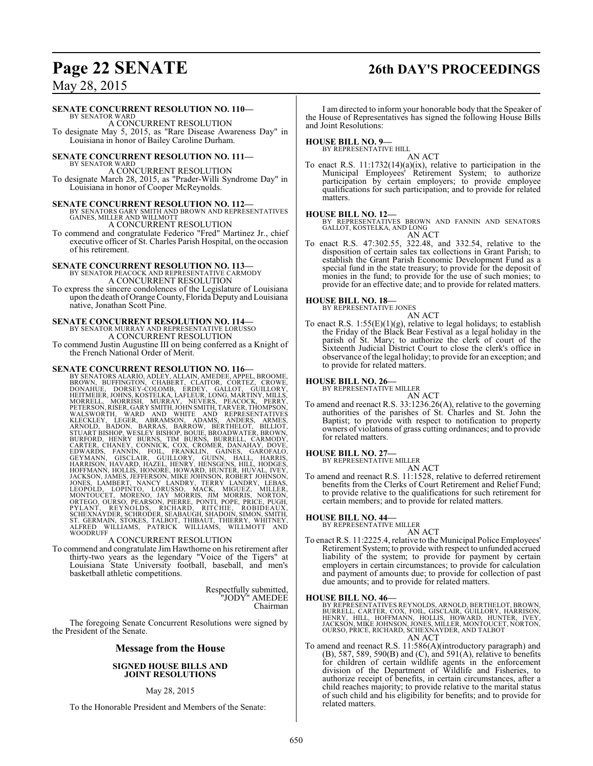**SENATE CONCURRENT RESOLUTION NO. 110—**
BY SENATOR WARD

A CONCURRENT RESOLUTION

To designate May 5, 2015, as "Rare Disease Awareness Day" in Louisiana in honor of Bailey Caroline Durham.

**SENATE CONCURRENT RESOLUTION NO. 111—**
BY SENATOR WARD

A CONCURRENT RESOLUTION

To designate March 28, 2015, as "Prader-Willi Syndrome Day" in Louisiana in honor of Cooper McReynolds.

**SENATE CONCURRENT RESOLUTION NO. 112—**
BY SENATORS GARY SMITH AND BROWN AND REPRESENTATIVES GAINES, MILLER AND WILLMOTT

A CONCURRENT RESOLUTION

To commend and congratulate Federico "Fred" Martinez Jr., chief executive officer of St. Charles Parish Hospital, on the occasion of his retirement.

**SENATE CONCURRENT RESOLUTION NO. 113—**
BY SENATOR PEACOCK AND REPRESENTATIVE CARMODY

A CONCURRENT RESOLUTION

To express the sincere condolences of the Legislature of Louisiana upon the death of Orange County, Florida Deputy and Louisiana native, Jonathan Scott Pine.

**SENATE CONCURRENT RESOLUTION NO. 114—**
BY SENATOR MURRAY AND REPRESENTATIVE LORUSSO

A CONCURRENT RESOLUTION

To commend Justin Augustine III on being conferred as a Knight of the French National Order of Merit.

**SENATE CONCURRENT RESOLUTION NO. 116—**
BY SENATORS ALARIO, ADLEY, ALLAIN, AMEDEE, APPEL, BROOME, BROWN, BUFFINGTON, CHABERT, CLAITOR, CORTEZ, CROWE, DONAHUE, DORSEY-COLOMB, ERDEY, GALLOT, GUILLORY, HEITMEIER, JOHNS, KOSTELKA, LAFLEUR, LONG, MARTINY, MILLS, MORRELL, MORRISH, MURRAY, NEVERS, PEACOCK, PERRY, PETERSON, RISER, GARY SMITH, JOHN SMITH, TARVER, THOMPSON, WALSWORTH, WARD AND WHITE AND REPRESENTATIVES KLECKLEY, LEGER, ABRAMSON, ADAMS, ANDERS, ARMES, ARNOLD, BADON, BARRAS, BARROW, BERTHELOT, BILLIOT, STUART BISHOP, WESLEY BISHOP, BOUIE, BROADWATER, BROWN, BURFORD, HENRY BURNS, TIM BURNS, BURRELL, CARMODY, CARTER, CHANEY, CONNICK, COX, CROMER, DANAHAY, DOVE, EDWARDS, FANNIN, FOIL, FRANKLIN, GAINES, GAROFALO, GEYMANN, GISCLAIR, GUILLORY, GUINN, HALL, HARRIS, HARRISON, HAVARD, HAZEL, HENRY, HENSGENS, HILL, HODGES, HOFFMANN, HOLLIS, HONORE, HOWARD, HUNTER, HUVAL, IVEY, JACKSON, JAMES, JEFFERSON, MIKE JOHNSON, ROBERT JOHNSON, JONES, LAMBERT, NANCY LANDRY, TERRY LANDRY, LEBAS, LEOPOLD, LOPINTO, LORUSSO, MACK, MIGUEZ, MILLER, MONTOUCET, MORENO, JAY MORRIS, JIM MORRIS, NORTON, ORTEGO, OURSO, PEARSON, PIERRE, PONTI, POPE, PRICE, PUGH, PYLANT, REYNOLDS, RICHARD, RITCHIE, ROBIDEAUX, SCHEXNAYDER, SCHRODER, SEABAUGH, SHADOIN, SIMON, SMITH, ST. GERMAIN, STOKES, TALBOT, THIBAUT, THIERRY, WHITNEY, ALFRED WILLIAMS, PATRICK WILLIAMS, WILLMOTT AND WOODRUFF

A CONCURRENT RESOLUTION

To commend and congratulate Jim Hawthorne on his retirement after thirty-two years as the legendary "Voice of the Tigers" at Louisiana State University football, baseball, and men's basketball athletic competitions.

Respectfully submitted,
"JODY" AMEDEE
Chairman

The foregoing Senate Concurrent Resolutions were signed by the President of the Senate.

## Message from the House

### SIGNED HOUSE BILLS AND JOINT RESOLUTIONS

May 28, 2015

To the Honorable President and Members of the Senate:

I am directed to inform your honorable body that the Speaker of the House of Representatives has signed the following House Bills and Joint Resolutions:

**HOUSE BILL NO. 9—**
BY REPRESENTATIVE HILL

AN ACT

To enact R.S. 11:1732(14)(a)(ix), relative to participation in the Municipal Employees' Retirement System; to authorize participation by certain employers; to provide employee qualifications for such participation; and to provide for related matters.

**HOUSE BILL NO. 12—**
BY REPRESENTATIVES BROWN AND FANNIN AND SENATORS GALLOT, KOSTELKA, AND LONG

AN ACT

To enact R.S. 47:302.55, 322.48, and 332.54, relative to the disposition of certain sales tax collections in Grant Parish; to establish the Grant Parish Economic Development Fund as a special fund in the state treasury; to provide for the deposit of monies in the fund; to provide for the use of such monies; to provide for an effective date; and to provide for related matters.

**HOUSE BILL NO. 18—**
BY REPRESENTATIVE JONES

AN ACT

To enact R.S. 1:55(E)(1)(g), relative to legal holidays; to establish the Friday of the Black Bear Festival as a legal holiday in the parish of St. Mary; to authorize the clerk of court of the Sixteenth Judicial District Court to close the clerk's office in observance of the legal holiday; to provide for an exception; and to provide for related matters.

**HOUSE BILL NO. 26—**
BY REPRESENTATIVE MILLER

AN ACT

To amend and reenact R.S. 33:1236.26(A), relative to the governing authorities of the parishes of St. Charles and St. John the Baptist; to provide with respect to notification to property owners of violations of grass cutting ordinances; and to provide for related matters.

**HOUSE BILL NO. 27—**
BY REPRESENTATIVE MILLER

AN ACT

To amend and reenact R.S. 11:1528, relative to deferred retirement benefits from the Clerks of Court Retirement and Relief Fund; to provide relative to the qualifications for such retirement for certain members; and to provide for related matters.

**HOUSE BILL NO. 44—**
BY REPRESENTATIVE MILLER

AN ACT

To enact R.S. 11:2225.4, relative to the Municipal Police Employees' Retirement System; to provide with respect to unfunded accrued liability of the system; to provide for payment by certain employers in certain circumstances; to provide for calculation and payment of amounts due; to provide for collection of past due amounts; and to provide for related matters.

**HOUSE BILL NO. 46—**
BY REPRESENTATIVES REYNOLDS, ARNOLD, BERTHELOT, BROWN, BURRELL, CARTER, COX, FOIL, GISCLAIR, GUILLORY, HARRISON, HENRY, HILL, HOFFMANN, HOLLIS, HOWARD, HUNTER, IVEY, JACKSON, MIKE JOHNSON, JONES, MILLER, MONTOUCET, NORTON, OURSO, PRICE, RICHARD, SCHEXNAYDER, AND TALBOT

AN ACT

To amend and reenact R.S. 11:586(A)(introductory paragraph) and (B), 587, 589, 590(B) and (C), and 591(A), relative to benefits for children of certain wildlife agents in the enforcement division of the Department of Wildlife and Fisheries, to authorize receipt of benefits, in certain circumstances, after a child reaches majority; to provide relative to the marital status of such child and his eligibility for benefits; and to provide for related matters.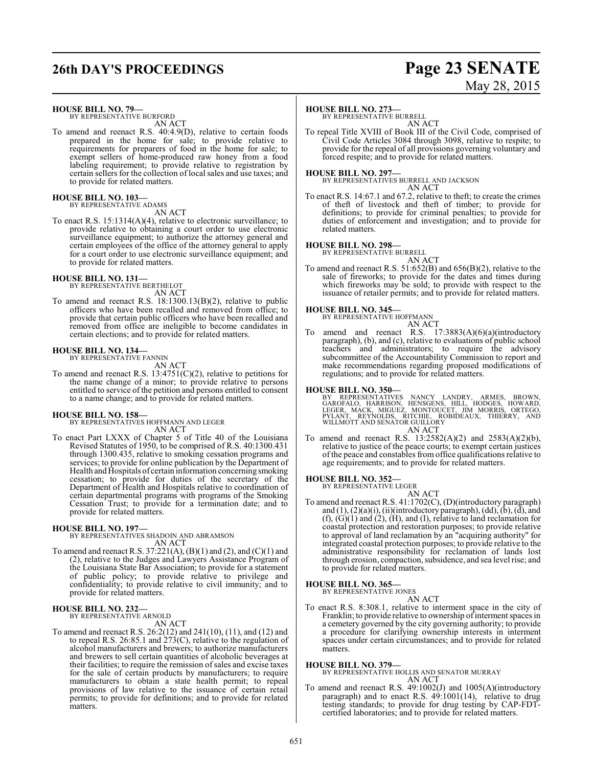**HOUSE BILL NO. 79—**
BY REPRESENTATIVE BURFORD
AN ACT

To amend and reenact R.S. 40:4.9(D), relative to certain foods prepared in the home for sale; to provide relative to requirements for preparers of food in the home for sale; to exempt sellers of home-produced raw honey from a food labeling requirement; to provide relative to registration by certain sellers for the collection of local sales and use taxes; and to provide for related matters.

**HOUSE BILL NO. 103—**
BY REPRESENTATIVE ADAMS
AN ACT

To enact R.S. 15:1314(A)(4), relative to electronic surveillance; to provide relative to obtaining a court order to use electronic surveillance equipment; to authorize the attorney general and certain employees of the office of the attorney general to apply for a court order to use electronic surveillance equipment; and to provide for related matters.

**HOUSE BILL NO. 131—**
BY REPRESENTATIVE BERTHELOT
AN ACT

To amend and reenact R.S. 18:1300.13(B)(2), relative to public officers who have been recalled and removed from office; to provide that certain public officers who have been recalled and removed from office are ineligible to become candidates in certain elections; and to provide for related matters.

**HOUSE BILL NO. 134—**
BY REPRESENTATIVE FANNIN
AN ACT

To amend and reenact R.S. 13:4751(C)(2), relative to petitions for the name change of a minor; to provide relative to persons entitled to service of the petition and persons entitled to consent to a name change; and to provide for related matters.

**HOUSE BILL NO. 158—**
BY REPRESENTATIVES HOFFMANN AND LEGER
AN ACT

To enact Part LXXX of Chapter 5 of Title 40 of the Louisiana Revised Statutes of 1950, to be comprised of R.S. 40:1300.431 through 1300.435, relative to smoking cessation programs and services; to provide for online publication by the Department of Health and Hospitals of certain information concerning smoking cessation; to provide for duties of the secretary of the Department of Health and Hospitals relative to coordination of certain departmental programs with programs of the Smoking Cessation Trust; to provide for a termination date; and to provide for related matters.

**HOUSE BILL NO. 197—**
BY REPRESENTATIVES SHADOIN AND ABRAMSON
AN ACT

To amend and reenact R.S. 37:221(A), (B)(1) and (2), and (C)(1) and (2), relative to the Judges and Lawyers Assistance Program of the Louisiana State Bar Association; to provide for a statement of public policy; to provide relative to privilege and confidentiality; to provide relative to civil immunity; and to provide for related matters.

**HOUSE BILL NO. 232—**
BY REPRESENTATIVE ARNOLD
AN ACT

To amend and reenact R.S. 26:2(12) and 241(10), (11), and (12) and to repeal R.S. 26:85.1 and 273(C), relative to the regulation of alcohol manufacturers and brewers; to authorize manufacturers and brewers to sell certain quantities of alcoholic beverages at their facilities; to require the remission of sales and excise taxes for the sale of certain products by manufacturers; to require manufacturers to obtain a state health permit; to repeal provisions of law relative to the issuance of certain retail permits; to provide for definitions; and to provide for related matters.

**HOUSE BILL NO. 273—**
BY REPRESENTATIVE BURRELL
AN ACT

To repeal Title XVIII of Book III of the Civil Code, comprised of Civil Code Articles 3084 through 3098, relative to respite; to provide for the repeal of all provisions governing voluntary and forced respite; and to provide for related matters.

**HOUSE BILL NO. 297—**
BY REPRESENTATIVES BURRELL AND JACKSON
AN ACT

To enact R.S. 14:67.1 and 67.2, relative to theft; to create the crimes of theft of livestock and theft of timber; to provide for definitions; to provide for criminal penalties; to provide for duties of enforcement and investigation; and to provide for related matters.

**HOUSE BILL NO. 298—**
BY REPRESENTATIVE BURRELL
AN ACT

To amend and reenact R.S. 51:652(B) and 656(B)(2), relative to the sale of fireworks; to provide for the dates and times during which fireworks may be sold; to provide with respect to the issuance of retailer permits; and to provide for related matters.

**HOUSE BILL NO. 345—**
BY REPRESENTATIVE HOFFMANN
AN ACT

To amend and reenact R.S. 17:3883(A)(6)(a)(introductory paragraph), (b), and (c), relative to evaluations of public school teachers and administrators; to require the advisory subcommittee of the Accountability Commission to report and make recommendations regarding proposed modifications of regulations; and to provide for related matters.

**HOUSE BILL NO. 350—**
BY REPRESENTATIVES NANCY LANDRY, ARMES, BROWN, GAROFALO, HARRISON, HENSGENS, HILL, HODGES, HOWARD, LEGER, MACK, MIGUEZ, MONTOUCET, JIM MORRIS, ORTEGO, PYLANT, REYNOLDS, RITCHIE, ROBIDEAUX, THIERRY, AND WILLMOTT AND SENATOR GUILLORY
AN ACT

To amend and reenact R.S. 13:2582(A)(2) and 2583(A)(2)(b), relative to justice of the peace courts; to exempt certain justices of the peace and constables from office qualifications relative to age requirements; and to provide for related matters.

**HOUSE BILL NO. 352—**
BY REPRESENTATIVE LEGER
AN ACT

To amend and reenact R.S. 41:1702(C), (D)(introductory paragraph) and (1), (2)(a)(i), (ii)(introductory paragraph), (dd), (b), (d), and (f), (G)(1) and (2), (H), and (I), relative to land reclamation for coastal protection and restoration purposes; to provide relative to approval of land reclamation by an "acquiring authority" for integrated coastal protection purposes; to provide relative to the administrative responsibility for reclamation of lands lost through erosion, compaction, subsidence, and sea level rise; and to provide for related matters.

**HOUSE BILL NO. 365—**
BY REPRESENTATIVE JONES
AN ACT

To enact R.S. 8:308.1, relative to interment space in the city of Franklin; to provide relative to ownership of interment spaces in a cemetery governed by the city governing authority; to provide a procedure for clarifying ownership interests in interment spaces under certain circumstances; and to provide for related matters.

**HOUSE BILL NO. 379—**
BY REPRESENTATIVE HOLLIS AND SENATOR MURRAY
AN ACT

To amend and reenact R.S. 49:1002(J) and 1005(A)(introductory paragraph) and to enact R.S. 49:1001(14), relative to drug testing standards; to provide for drug testing by CAP-FDT-certified laboratories; and to provide for related matters.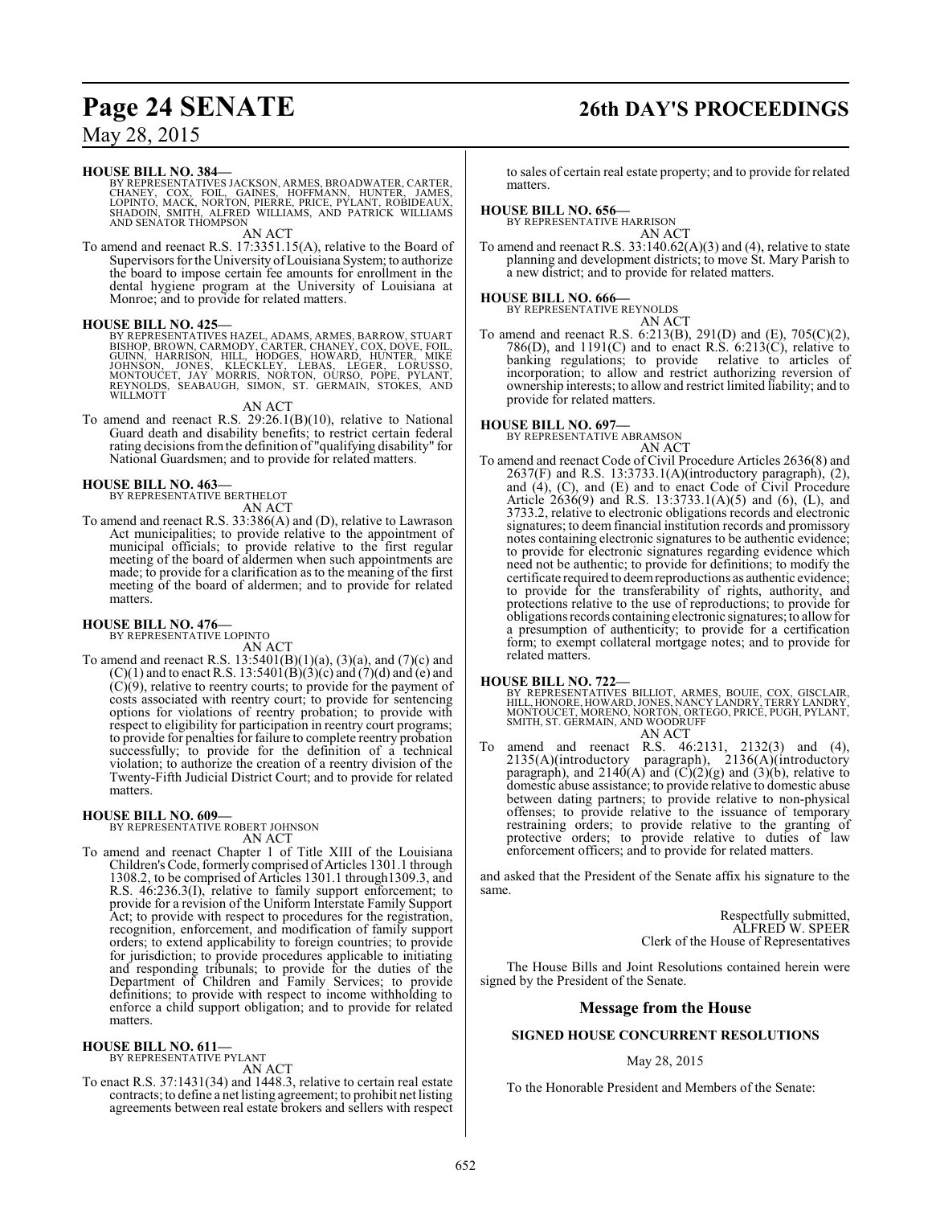**HOUSE BILL NO. 384—**
BY REPRESENTATIVES JACKSON, ARMES, BROADWATER, CARTER, CHANEY, COX, FOIL, GAINES, HOFFMANN, HUNTER, JAMES, LOPINTO, MACK, NORTON, PIERRE, PRICE, PYLANT, ROBIDEAUX, SHADOIN, SMITH, ALFRED WILLIAMS, AND PATRICK WILLIAMS AND SENATOR THOMPSON

AN ACT

To amend and reenact R.S. 17:3351.15(A), relative to the Board of Supervisors for the University of Louisiana System; to authorize the board to impose certain fee amounts for enrollment in the dental hygiene program at the University of Louisiana at Monroe; and to provide for related matters.

**HOUSE BILL NO. 425—**
BY REPRESENTATIVES HAZEL, ADAMS, ARMES, BARROW, STUART BISHOP, BROWN, CARMODY, CARTER, CHANEY, COX, DOVE, FOIL, GUINN, HARRISON, HILL, HODGES, HOWARD, HUNTER, MIKE JOHNSON, JONES, KLECKLEY, LEBAS, LEGER, LORUSSO, MONTOUCET, JAY MORRIS, NORTON, OURSO, POPE, PYLANT, REYNOLDS, SEABAUGH, SIMON, ST. GERMAIN, STOKES, AND WILLMOTT

AN ACT

To amend and reenact R.S. 29:26.1(B)(10), relative to National Guard death and disability benefits; to restrict certain federal rating decisions from the definition of "qualifying disability" for National Guardsmen; and to provide for related matters.

**HOUSE BILL NO. 463—**
BY REPRESENTATIVE BERTHELOT

AN ACT

To amend and reenact R.S. 33:386(A) and (D), relative to Lawrason Act municipalities; to provide relative to the appointment of municipal officials; to provide relative to the first regular meeting of the board of aldermen when such appointments are made; to provide for a clarification as to the meaning of the first meeting of the board of aldermen; and to provide for related matters.

**HOUSE BILL NO. 476—**
BY REPRESENTATIVE LOPINTO

AN ACT

To amend and reenact R.S. 13:5401(B)(1)(a), (3)(a), and (7)(c) and (C)(1) and to enact R.S. 13:5401(B)(3)(c) and (7)(d) and (e) and (C)(9), relative to reentry courts; to provide for the payment of costs associated with reentry court; to provide for sentencing options for violations of reentry probation; to provide with respect to eligibility for participation in reentry court programs; to provide for penalties for failure to complete reentry probation successfully; to provide for the definition of a technical violation; to authorize the creation of a reentry division of the Twenty-Fifth Judicial District Court; and to provide for related matters.

**HOUSE BILL NO. 609—**
BY REPRESENTATIVE ROBERT JOHNSON

AN ACT

To amend and reenact Chapter 1 of Title XIII of the Louisiana Children's Code, formerly comprised of Articles 1301.1 through 1308.2, to be comprised of Articles 1301.1 through1309.3, and R.S. 46:236.3(I), relative to family support enforcement; to provide for a revision of the Uniform Interstate Family Support Act; to provide with respect to procedures for the registration, recognition, enforcement, and modification of family support orders; to extend applicability to foreign countries; to provide for jurisdiction; to provide procedures applicable to initiating and responding tribunals; to provide for the duties of the Department of Children and Family Services; to provide definitions; to provide with respect to income withholding to enforce a child support obligation; and to provide for related matters.

**HOUSE BILL NO. 611—**
BY REPRESENTATIVE PYLANT

AN ACT

To enact R.S. 37:1431(34) and 1448.3, relative to certain real estate contracts; to define a net listing agreement; to prohibit net listing agreements between real estate brokers and sellers with respect to sales of certain real estate property; and to provide for related matters.

**HOUSE BILL NO. 656—**
BY REPRESENTATIVE HARRISON

AN ACT

To amend and reenact R.S. 33:140.62(A)(3) and (4), relative to state planning and development districts; to move St. Mary Parish to a new district; and to provide for related matters.

**HOUSE BILL NO. 666—**
BY REPRESENTATIVE REYNOLDS

AN ACT

To amend and reenact R.S. 6:213(B), 291(D) and (E), 705(C)(2), 786(D), and 1191(C) and to enact R.S. 6:213(C), relative to banking regulations; to provide relative to articles of incorporation; to allow and restrict authorizing reversion of ownership interests; to allow and restrict limited liability; and to provide for related matters.

**HOUSE BILL NO. 697—**
BY REPRESENTATIVE ABRAMSON

AN ACT

To amend and reenact Code of Civil Procedure Articles 2636(8) and 2637(F) and R.S. 13:3733.1(A)(introductory paragraph), (2), and (4), (C), and (E) and to enact Code of Civil Procedure Article 2636(9) and R.S. 13:3733.1(A)(5) and (6), (L), and 3733.2, relative to electronic obligations records and electronic signatures; to deem financial institution records and promissory notes containing electronic signatures to be authentic evidence; to provide for electronic signatures regarding evidence which need not be authentic; to provide for definitions; to modify the certificate required to deem reproductions as authentic evidence; to provide for the transferability of rights, authority, and protections relative to the use of reproductions; to provide for obligations records containing electronic signatures; to allow for a presumption of authenticity; to provide for a certification form; to exempt collateral mortgage notes; and to provide for related matters.

**HOUSE BILL NO. 722—**
BY REPRESENTATIVES BILLIOT, ARMES, BOUIE, COX, GISCLAIR, HILL, HONORE, HOWARD, JONES, NANCY LANDRY, TERRY LANDRY, MONTOUCET, MORENO, NORTON, ORTEGO, PRICE, PUGH, PYLANT, SMITH, ST. GERMAIN, AND WOODRUFF

AN ACT

To amend and reenact R.S. 46:2131, 2132(3) and (4), 2135(A)(introductory paragraph), 2136(A)(introductory paragraph), and 2140(A) and (C)(2)(g) and (3)(b), relative to domestic abuse assistance; to provide relative to domestic abuse between dating partners; to provide relative to non-physical offenses; to provide relative to the issuance of temporary restraining orders; to provide relative to the granting of protective orders; to provide relative to duties of law enforcement officers; and to provide for related matters.

and asked that the President of the Senate affix his signature to the same.

Respectfully submitted,
ALFRED W. SPEER
Clerk of the House of Representatives

The House Bills and Joint Resolutions contained herein were signed by the President of the Senate.

## Message from the House

### SIGNED HOUSE CONCURRENT RESOLUTIONS

May 28, 2015

To the Honorable President and Members of the Senate: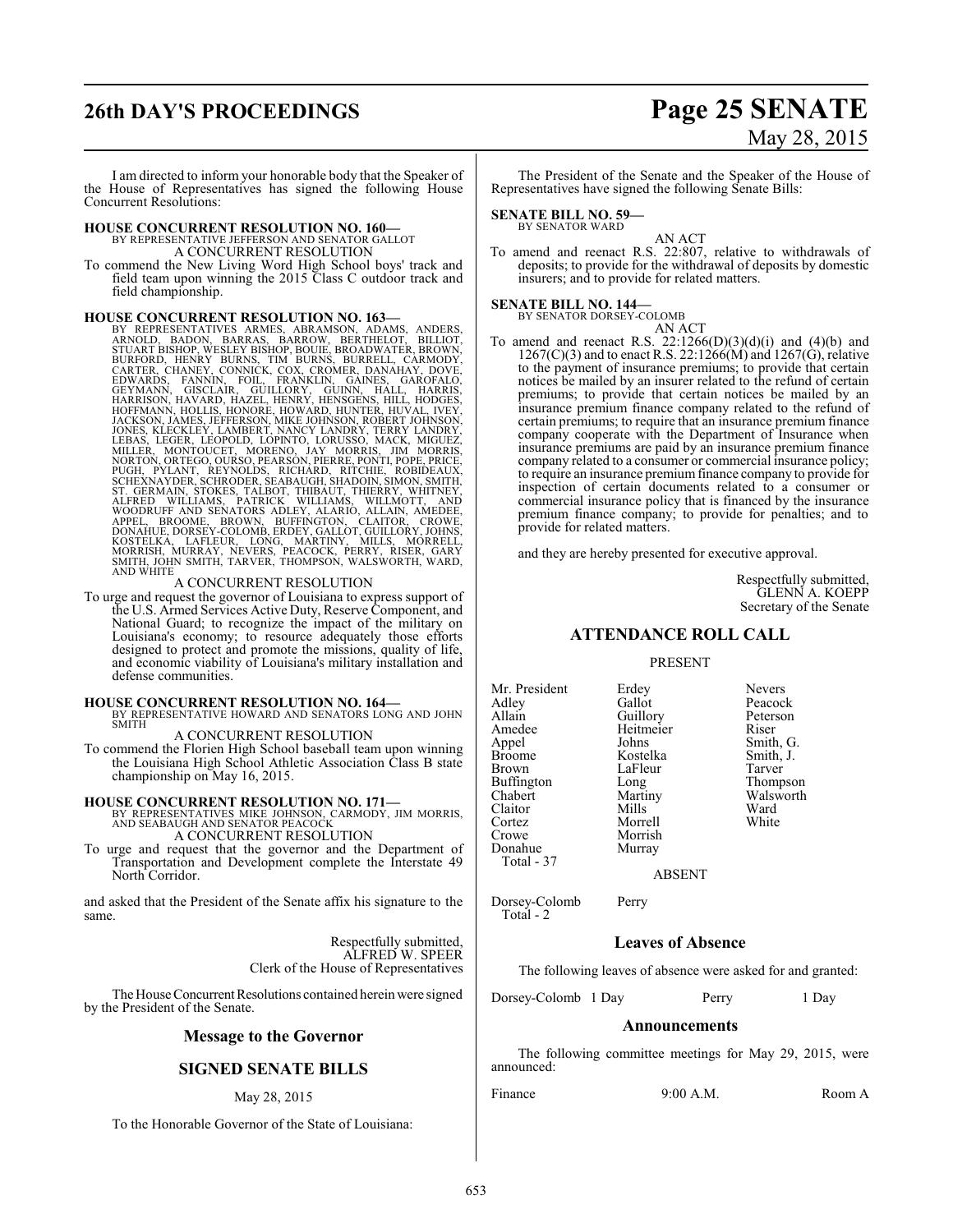I am directed to inform your honorable body that the Speaker of the House of Representatives has signed the following House Concurrent Resolutions:

**HOUSE CONCURRENT RESOLUTION NO. 160—**
BY REPRESENTATIVE JEFFERSON AND SENATOR GALLOT
A CONCURRENT RESOLUTION
To commend the New Living Word High School boys' track and field team upon winning the 2015 Class C outdoor track and field championship.

**HOUSE CONCURRENT RESOLUTION NO. 163—**
BY REPRESENTATIVES ARMES, ABRAMSON, ADAMS, ANDERS, ARNOLD, BADON, BARRAS, BARROW, BERTHELOT, BILLIOT, STUART BISHOP, WESLEY BISHOP, BOUIE, BROADWATER, BROWN, BURFORD, HENRY BURNS, TIM BURNS, BURRELL, CARMODY, CARTER, CHANEY, CONNICK, COX, CROMER, DANAHAY, DOVE, EDWARDS, FANNIN, FOIL, FRANKLIN, GAINES, GAROFALO, GEYMANN, GISCLAIR, GUILLORY, GUINN, HALL, HARRIS, HARRISON, HAVARD, HAZEL, HENRY, HENSGENS, HILL, HODGES, HOFFMANN, HOLLIS, HONORE, HOWARD, HUNTER, HUVAL, IVEY, JACKSON, JAMES, JEFFERSON, MIKE JOHNSON, ROBERT JOHNSON, JONES, KLECKLEY, LAMBERT, NANCY LANDRY, TERRY LANDRY, LEBAS, LEGER, LEOPOLD, LOPINTO, LORUSSO, MACK, MIGUEZ, MILLER, MONTOUCET, MORENO, JAY MORRIS, JIM MORRIS, NORTON, ORTEGO, OURSO, PEARSON, PIERRE, PONTI, POPE, PRICE, PUGH, PYLANT, REYNOLDS, RICHARD, RITCHIE, ROBIDEAUX, SCHEXNAYDER, SCHRODER, SEABAUGH, SHADOIN, SIMON, SMITH, ST. GERMAIN, STOKES, TALBOT, THIBAUT, THIERRY, WHITNEY, ALFRED WILLIAMS, PATRICK WILLIAMS, WILLMOTT, AND WOODRUFF AND SENATORS ADLEY, ALARIO, ALLAIN, AMEDEE, APPEL, BROOME, BROWN, BUFFINGTON, CLAITOR, CROWE, DONAHUE, DORSEY-COLOMB, ERDEY, GALLOT, GUILLORY, JOHNS, KOSTELKA, LAFLEUR, LONG, MARTINY, MILLS, MORRELL, MORRISH, MURRAY, NEVERS, PEACOCK, PERRY, RISER, GARY SMITH, JOHN SMITH, TARVER, THOMPSON, WALSWORTH, WARD, AND WHITE
A CONCURRENT RESOLUTION
To urge and request the governor of Louisiana to express support of the U.S. Armed Services Active Duty, Reserve Component, and National Guard; to recognize the impact of the military on Louisiana's economy; to resource adequately those efforts designed to protect and promote the missions, quality of life, and economic viability of Louisiana's military installation and defense communities.

**HOUSE CONCURRENT RESOLUTION NO. 164—**
BY REPRESENTATIVE HOWARD AND SENATORS LONG AND JOHN SMITH
A CONCURRENT RESOLUTION
To commend the Florien High School baseball team upon winning the Louisiana High School Athletic Association Class B state championship on May 16, 2015.

**HOUSE CONCURRENT RESOLUTION NO. 171—**
BY REPRESENTATIVES MIKE JOHNSON, CARMODY, JIM MORRIS, AND SEABAUGH AND SENATOR PEACOCK
A CONCURRENT RESOLUTION
To urge and request that the governor and the Department of Transportation and Development complete the Interstate 49 North Corridor.

and asked that the President of the Senate affix his signature to the same.

Respectfully submitted,
ALFRED W. SPEER
Clerk of the House of Representatives

The House Concurrent Resolutions contained herein were signed by the President of the Senate.

## Message to the Governor

## SIGNED SENATE BILLS

May 28, 2015

To the Honorable Governor of the State of Louisiana:

The President of the Senate and the Speaker of the House of Representatives have signed the following Senate Bills:

**SENATE BILL NO. 59—**
BY SENATOR WARD
AN ACT
To amend and reenact R.S. 22:807, relative to withdrawals of deposits; to provide for the withdrawal of deposits by domestic insurers; and to provide for related matters.

**SENATE BILL NO. 144—**
BY SENATOR DORSEY-COLOMB
AN ACT
To amend and reenact R.S. 22:1266(D)(3)(d)(i) and (4)(b) and 1267(C)(3) and to enact R.S. 22:1266(M) and 1267(G), relative to the payment of insurance premiums; to provide that certain notices be mailed by an insurer related to the refund of certain premiums; to provide that certain notices be mailed by an insurance premium finance company related to the refund of certain premiums; to require that an insurance premium finance company cooperate with the Department of Insurance when insurance premiums are paid by an insurance premium finance company related to a consumer or commercial insurance policy; to require an insurance premium finance company to provide for inspection of certain documents related to a consumer or commercial insurance policy that is financed by the insurance premium finance company; to provide for penalties; and to provide for related matters.

and they are hereby presented for executive approval.

Respectfully submitted,
GLENN A. KOEPP
Secretary of the Senate

## ATTENDANCE ROLL CALL

PRESENT

| | | |
|---|---|---|
| Mr. President | Erdey | Nevers |
| Adley | Gallot | Peacock |
| Allain | Guillory | Peterson |
| Amedee | Heitmeier | Riser |
| Appel | Johns | Smith, G. |
| Broome | Kostelka | Smith, J. |
| Brown | LaFleur | Tarver |
| Buffington | Long | Thompson |
| Chabert | Martiny | Walsworth |
| Claitor | Mills | Ward |
| Cortez | Morrell | White |
| Crowe | Morrish | |
| Donahue | Murray | |

Total - 37

ABSENT

| | |
|---|---|
| Dorsey-Colomb | Perry |

Total - 2

## Leaves of Absence

The following leaves of absence were asked for and granted:

Dorsey-Colomb 1 Day Perry 1 Day

## Announcements

The following committee meetings for May 29, 2015, were announced:

| | | |
|---|---|---|
| Finance | 9:00 A.M. | Room A |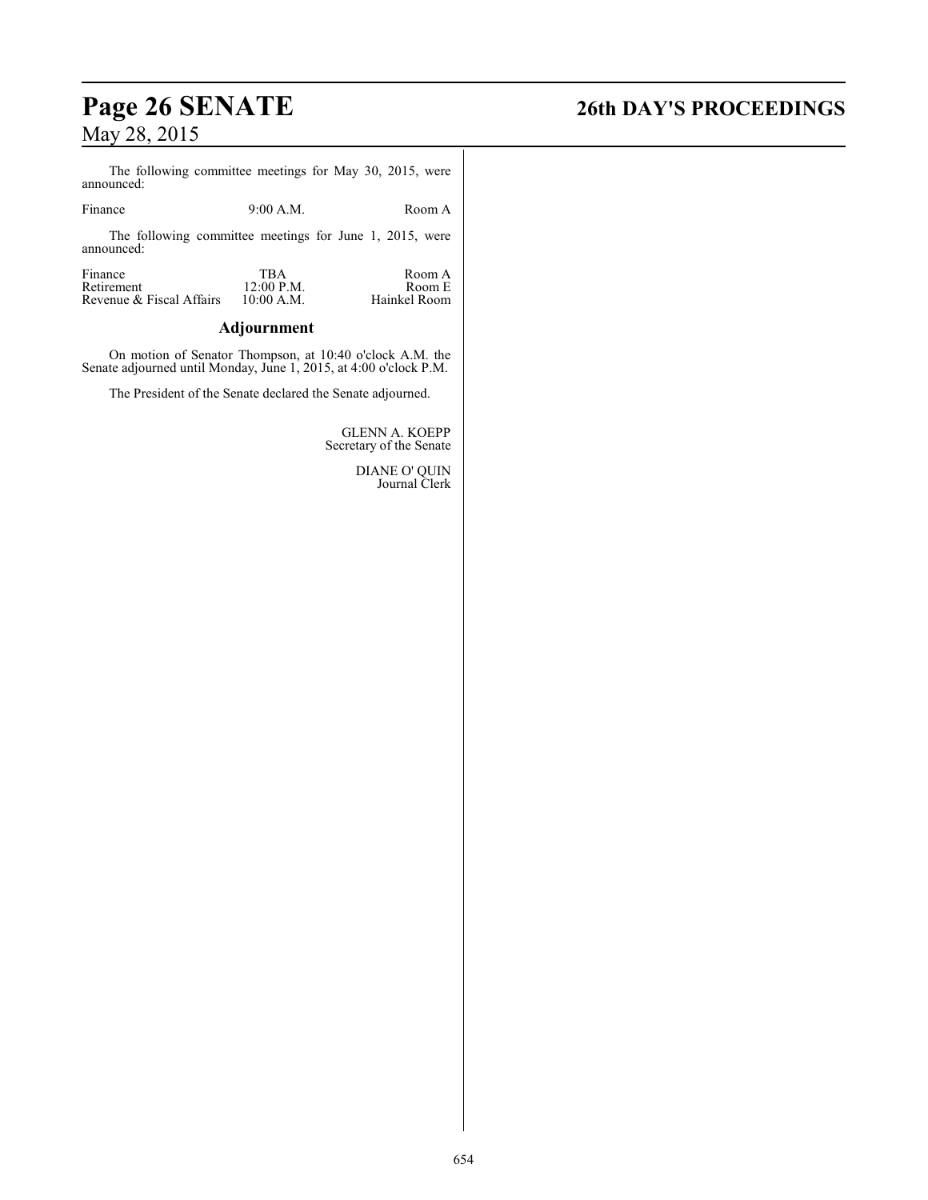The following committee meetings for May 30, 2015, were announced:

| | | |
|---|---|---|
| Finance | 9:00 A.M. | Room A |

The following committee meetings for June 1, 2015, were announced:

| | | |
|---|---|---|
| Finance | TBA | Room A |
| Retirement | 12:00 P.M. | Room E |
| Revenue & Fiscal Affairs | 10:00 A.M. | Hainkel Room |

## Adjournment

On motion of Senator Thompson, at 10:40 o'clock A.M. the Senate adjourned until Monday, June 1, 2015, at 4:00 o'clock P.M.

The President of the Senate declared the Senate adjourned.

GLENN A. KOEPP
Secretary of the Senate

DIANE O' QUIN
Journal Clerk